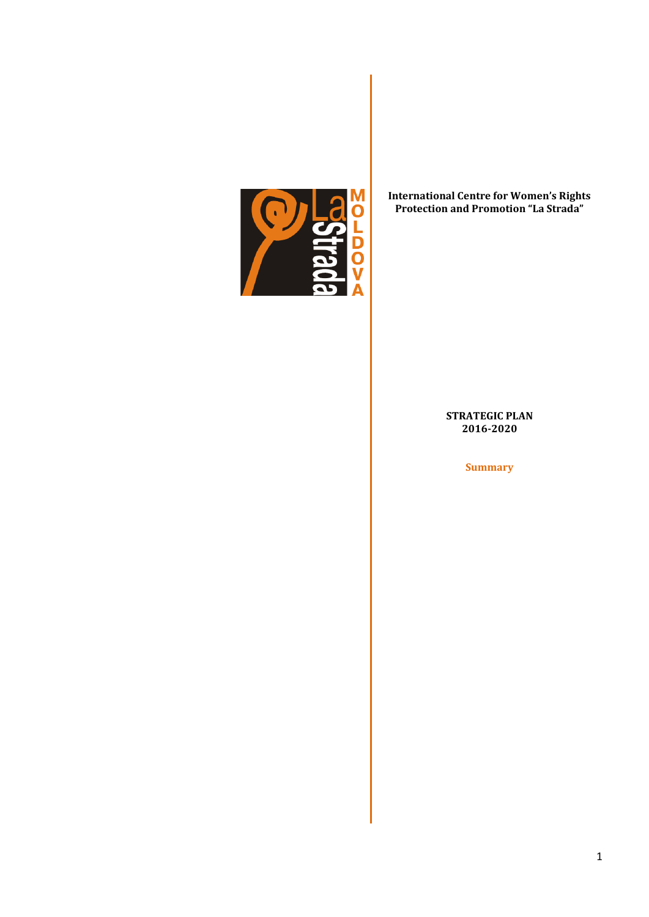**International Centre for Women's Rights Protection and Promotion "La Strada"**

# STRATEGIC PLAN 2016-2020

## Summary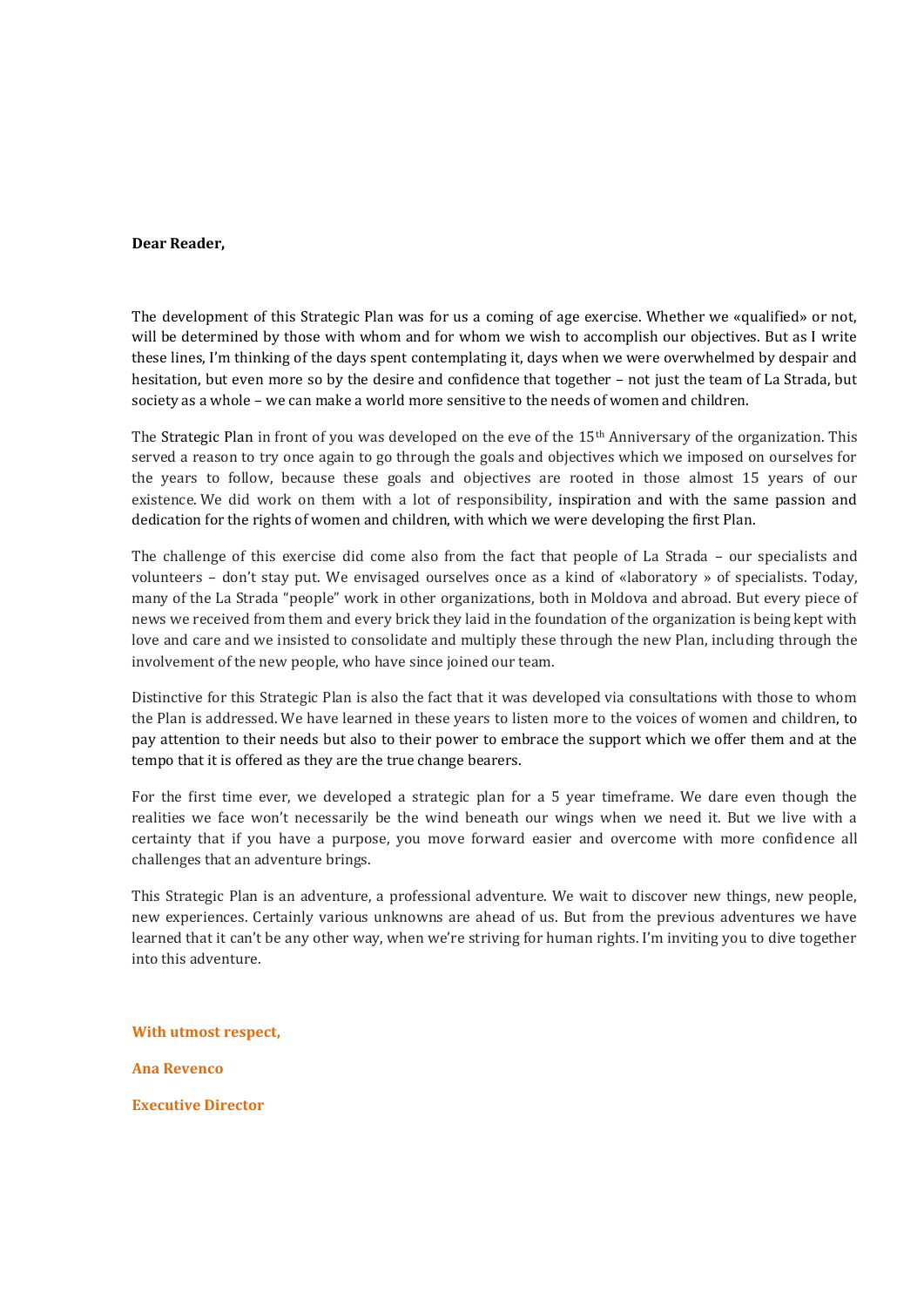**Dear Reader,**

The development of this Strategic Plan was for us a coming of age exercise. Whether we «qualified» or not, will be determined by those with whom and for whom we wish to accomplish our objectives. But as I write these lines, I'm thinking of the days spent contemplating it, days when we were overwhelmed by despair and hesitation, but even more so by the desire and confidence that together – not just the team of La Strada, but society as a whole – we can make a world more sensitive to the needs of women and children.

The Strategic Plan in front of you was developed on the eve of the 15th Anniversary of the organization. This served a reason to try once again to go through the goals and objectives which we imposed on ourselves for the years to follow, because these goals and objectives are rooted in those almost 15 years of our existence. We did work on them with a lot of responsibility, inspiration and with the same passion and dedication for the rights of women and children, with which we were developing the first Plan.

The challenge of this exercise did come also from the fact that people of La Strada – our specialists and volunteers – don't stay put. We envisaged ourselves once as a kind of «laboratory » of specialists. Today, many of the La Strada "people" work in other organizations, both in Moldova and abroad. But every piece of news we received from them and every brick they laid in the foundation of the organization is being kept with love and care and we insisted to consolidate and multiply these through the new Plan, including through the involvement of the new people, who have since joined our team.

Distinctive for this Strategic Plan is also the fact that it was developed via consultations with those to whom the Plan is addressed. We have learned in these years to listen more to the voices of women and children, to pay attention to their needs but also to their power to embrace the support which we offer them and at the tempo that it is offered as they are the true change bearers.

For the first time ever, we developed a strategic plan for a 5 year timeframe. We dare even though the realities we face won't necessarily be the wind beneath our wings when we need it. But we live with a certainty that if you have a purpose, you move forward easier and overcome with more confidence all challenges that an adventure brings.

This Strategic Plan is an adventure, a professional adventure. We wait to discover new things, new people, new experiences. Certainly various unknowns are ahead of us. But from the previous adventures we have learned that it can't be any other way, when we're striving for human rights. I'm inviting you to dive together into this adventure.

**With utmost respect,**

**Ana Revenco**

**Executive Director**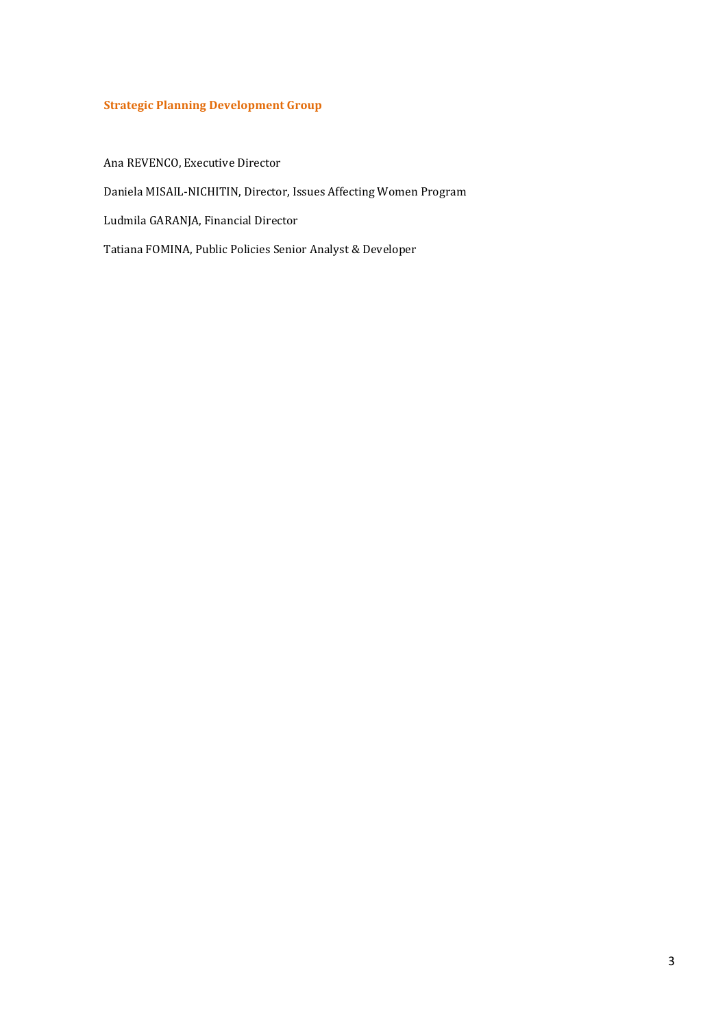## Strategic Planning Development Group

Ana REVENCO, Executive Director

Daniela MISAIL-NICHITIN, Director, Issues Affecting Women Program

Ludmila GARANJA, Financial Director

Tatiana FOMINA, Public Policies Senior Analyst & Developer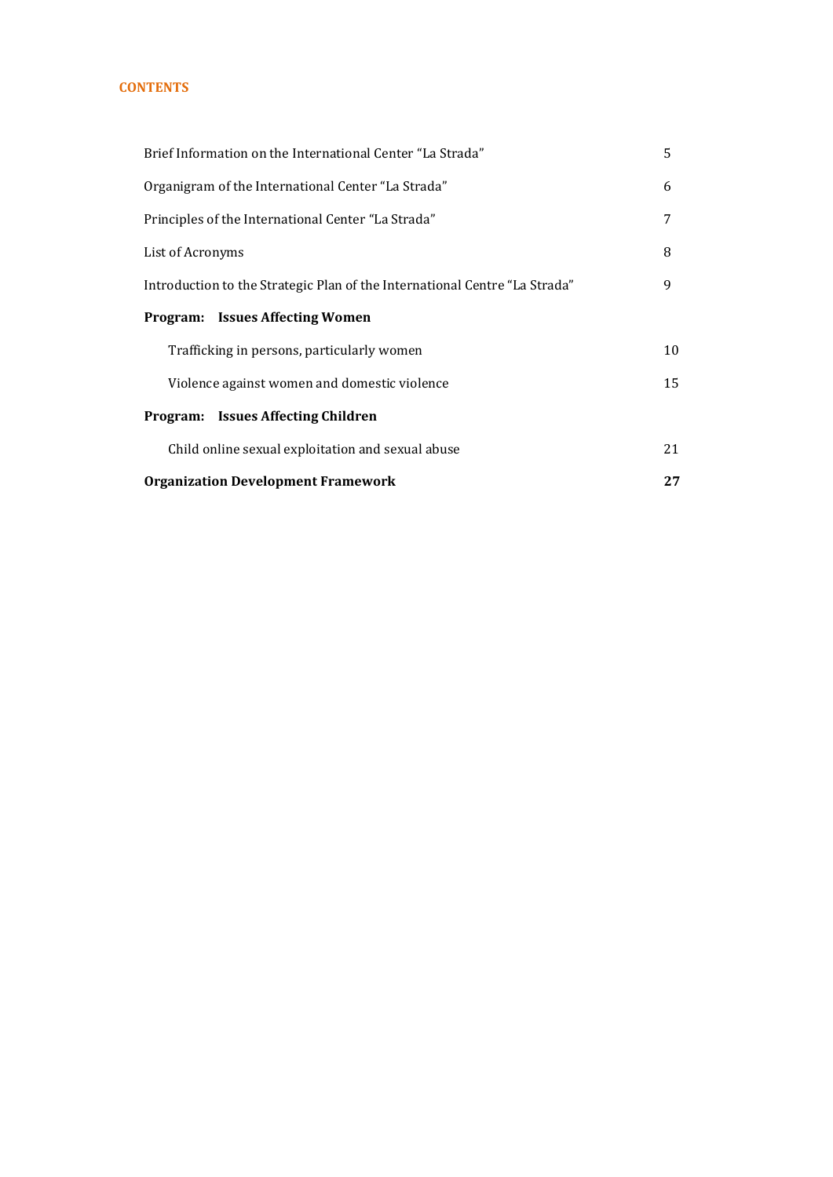## CONTENTS

| | |
|---|---|
| Brief Information on the International Center "La Strada" | 5 |
| Organigram of the International Center "La Strada" | 6 |
| Principles of the International Center "La Strada" | 7 |
| List of Acronyms | 8 |
| Introduction to the Strategic Plan of the International Centre "La Strada" | 9 |
| **Program: Issues Affecting Women** | |
| Trafficking in persons, particularly women | 10 |
| Violence against women and domestic violence | 15 |
| **Program: Issues Affecting Children** | |
| Child online sexual exploitation and sexual abuse | 21 |
| **Organization Development Framework** | **27** |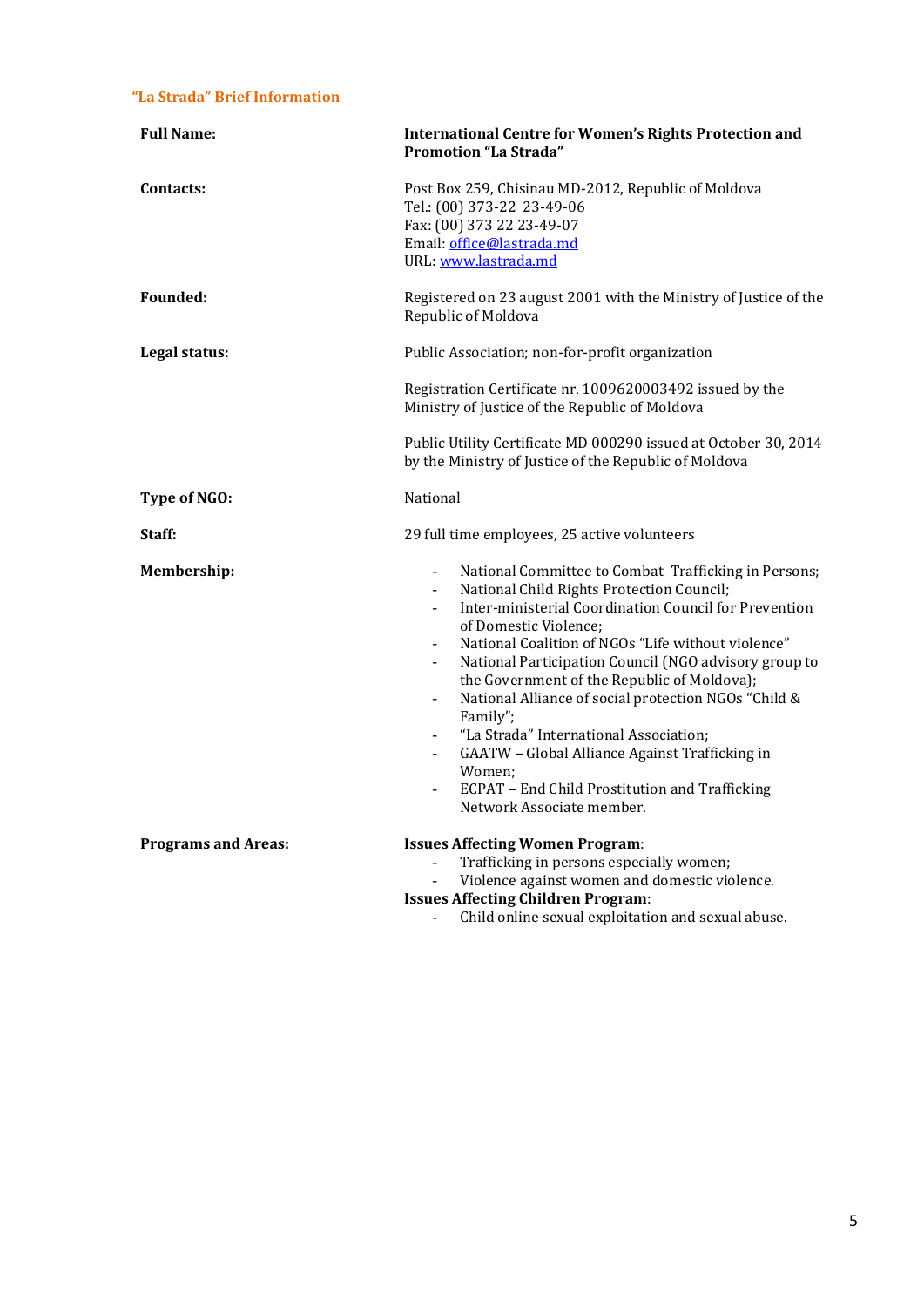## "La Strada" Brief Information

**Full Name:**
**International Centre for Women's Rights Protection and Promotion "La Strada"**

**Contacts:**
Post Box 259, Chisinau MD-2012, Republic of Moldova
Tel.: (00) 373-22 23-49-06
Fax: (00) 373 22 23-49-07
Email: office@lastrada.md
URL: www.lastrada.md

**Founded:**
Registered on 23 august 2001 with the Ministry of Justice of the Republic of Moldova

**Legal status:**
Public Association; non-for-profit organization

Registration Certificate nr. 1009620003492 issued by the Ministry of Justice of the Republic of Moldova

Public Utility Certificate MD 000290 issued at October 30, 2014 by the Ministry of Justice of the Republic of Moldova

**Type of NGO:**
National

**Staff:**
29 full time employees, 25 active volunteers

**Membership:**

- National Committee to Combat Trafficking in Persons;
- National Child Rights Protection Council;
- Inter-ministerial Coordination Council for Prevention of Domestic Violence;
- National Coalition of NGOs "Life without violence"
- National Participation Council (NGO advisory group to the Government of the Republic of Moldova);
- National Alliance of social protection NGOs "Child & Family";
- "La Strada" International Association;
- GAATW – Global Alliance Against Trafficking in Women;
- ECPAT – End Child Prostitution and Trafficking Network Associate member.

**Programs and Areas:**

**Issues Affecting Women Program**:
- Trafficking in persons especially women;
- Violence against women and domestic violence.

**Issues Affecting Children Program**:
- Child online sexual exploitation and sexual abuse.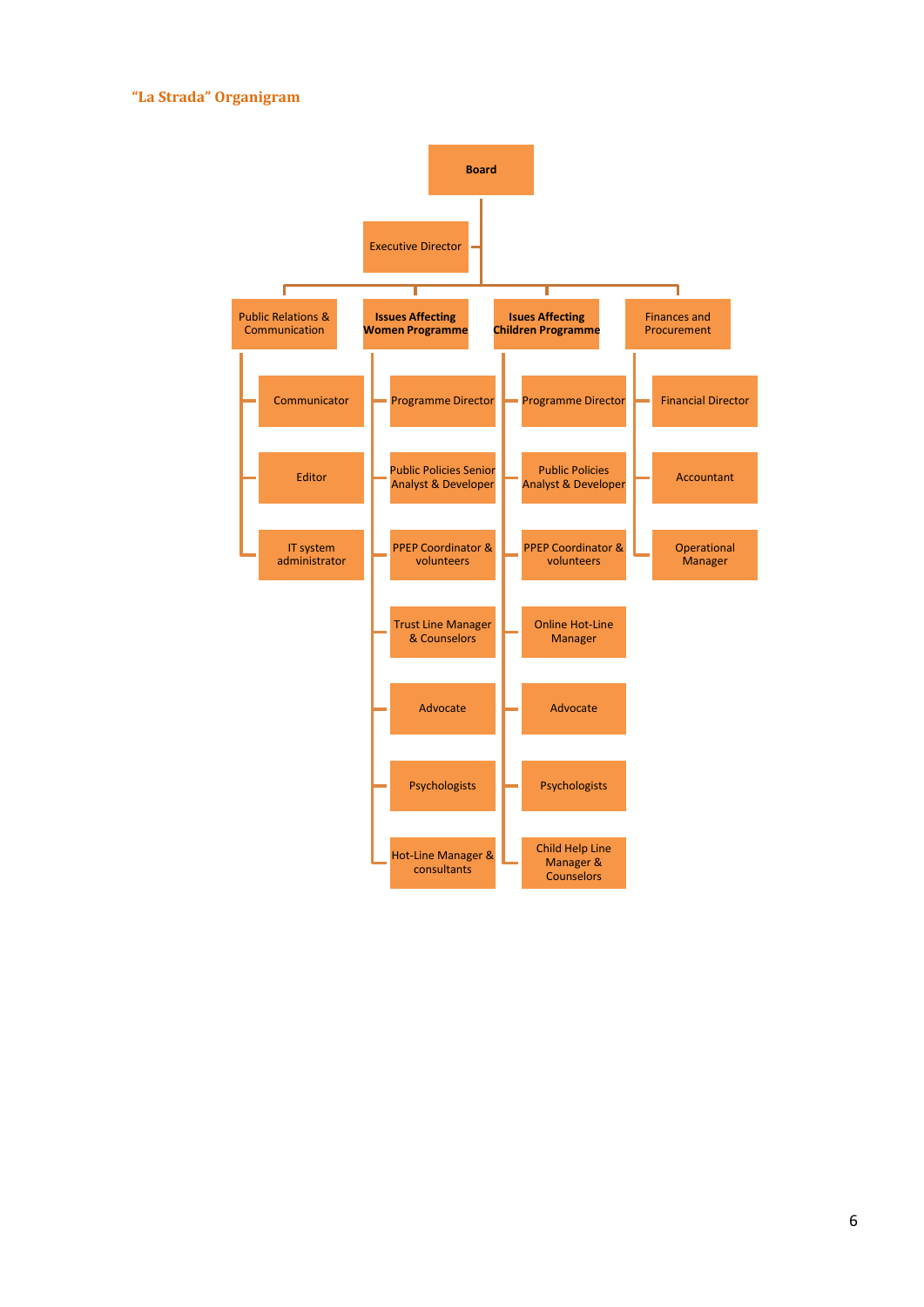## "La Strada" Organigram

- **Board**
  - Executive Director
  - Public Relations & Communication
    - Communicator
    - Editor
    - IT system administrator
  - **Issues Affecting Women Programme**
    - Programme Director
    - Public Policies Senior Analyst & Developer
    - PPEP Coordinator & volunteers
    - Trust Line Manager & Counselors
    - Advocate
    - Psychologists
    - Hot-Line Manager & consultants
  - **Isues Affecting Children Programme**
    - Programme Director
    - Public Policies Analyst & Developer
    - PPEP Coordinator & volunteers
    - Online Hot-Line Manager
    - Advocate
    - Psychologists
    - Child Help Line Manager & Counselors
  - Finances and Procurement
    - Financial Director
    - Accountant
    - Operational Manager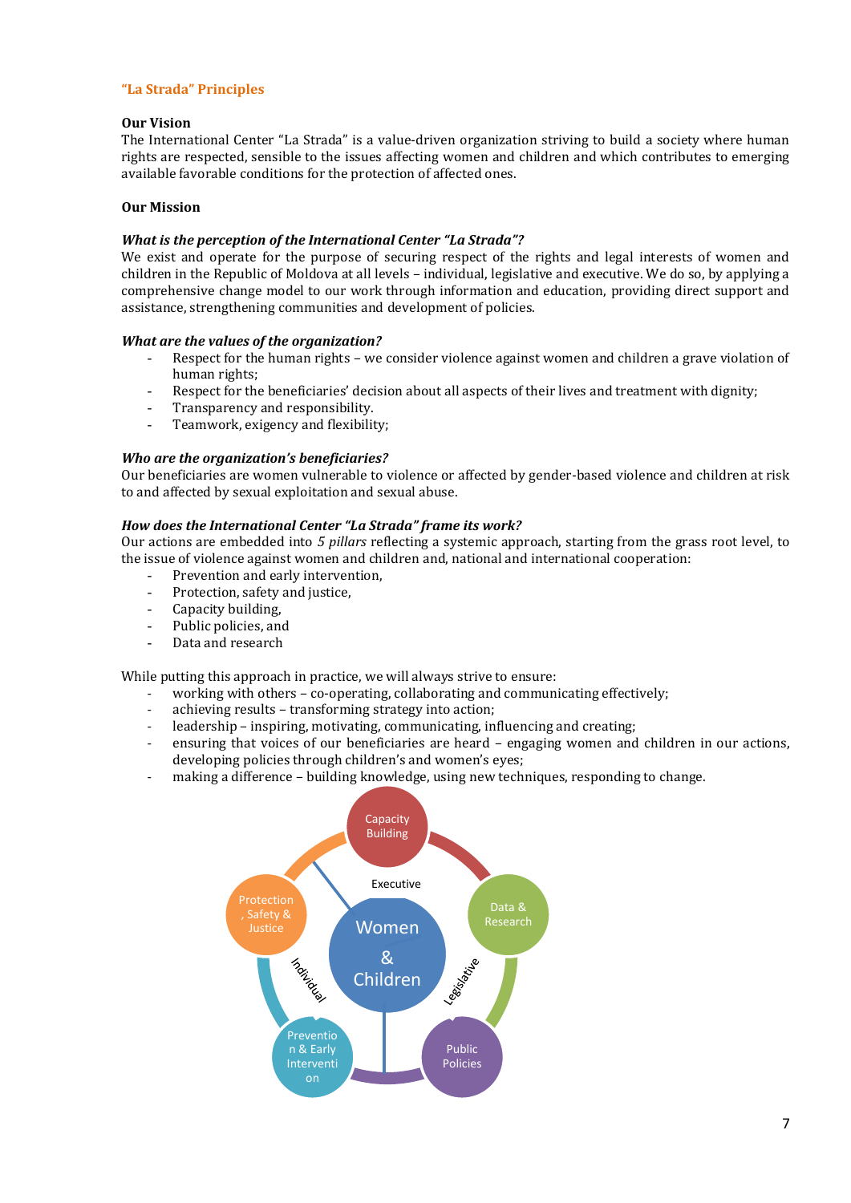## "La Strada" Principles

**Our Vision**

The International Center "La Strada" is a value-driven organization striving to build a society where human rights are respected, sensible to the issues affecting women and children and which contributes to emerging available favorable conditions for the protection of affected ones.

**Our Mission**

***What is the perception of the International Center "La Strada"?***

We exist and operate for the purpose of securing respect of the rights and legal interests of women and children in the Republic of Moldova at all levels – individual, legislative and executive. We do so, by applying a comprehensive change model to our work through information and education, providing direct support and assistance, strengthening communities and development of policies.

***What are the values of the organization?***

- Respect for the human rights – we consider violence against women and children a grave violation of human rights;
- Respect for the beneficiaries' decision about all aspects of their lives and treatment with dignity;
- Transparency and responsibility.
- Teamwork, exigency and flexibility;

***Who are the organization's beneficiaries?***

Our beneficiaries are women vulnerable to violence or affected by gender-based violence and children at risk to and affected by sexual exploitation and sexual abuse.

***How does the International Center "La Strada" frame its work?***

Our actions are embedded into *5 pillars* reflecting a systemic approach, starting from the grass root level, to the issue of violence against women and children and, national and international cooperation:

- Prevention and early intervention,
- Protection, safety and justice,
- Capacity building,
- Public policies, and
- Data and research

While putting this approach in practice, we will always strive to ensure:

- working with others – co-operating, collaborating and communicating effectively;
- achieving results – transforming strategy into action;
- leadership – inspiring, motivating, communicating, influencing and creating;
- ensuring that voices of our beneficiaries are heard – engaging women and children in our actions, developing policies through children's and women's eyes;
- making a difference – building knowledge, using new techniques, responding to change.

Capacity Building
Data & Research
Public Policies
Prevention & Early Intervention
Protection, Safety & Justice
Executive
Individual
Legislative
Women & Children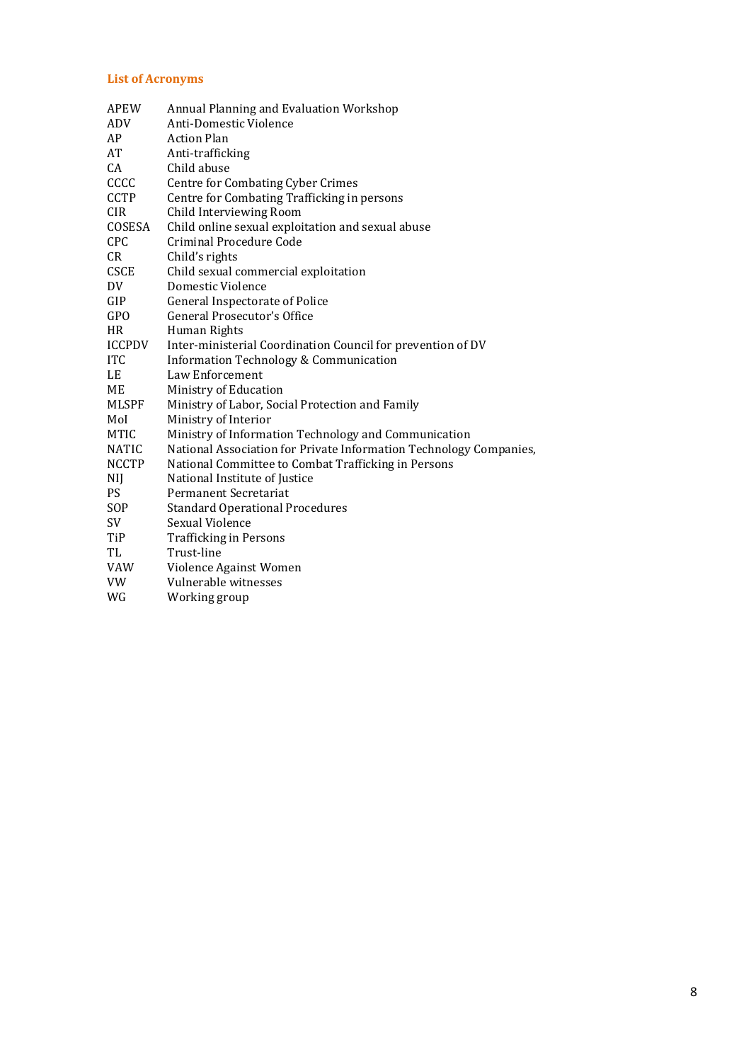## List of Acronyms

| | |
|---|---|
| APEW | Annual Planning and Evaluation Workshop |
| ADV | Anti-Domestic Violence |
| AP | Action Plan |
| AT | Anti-trafficking |
| CA | Child abuse |
| CCCC | Centre for Combating Cyber Crimes |
| CCTP | Centre for Combating Trafficking in persons |
| CIR | Child Interviewing Room |
| COSESA | Child online sexual exploitation and sexual abuse |
| CPC | Criminal Procedure Code |
| CR | Child's rights |
| CSCE | Child sexual commercial exploitation |
| DV | Domestic Violence |
| GIP | General Inspectorate of Police |
| GPO | General Prosecutor's Office |
| HR | Human Rights |
| ICCPDV | Inter-ministerial Coordination Council for prevention of DV |
| ITC | Information Technology & Communication |
| LE | Law Enforcement |
| ME | Ministry of Education |
| MLSPF | Ministry of Labor, Social Protection and Family |
| MoI | Ministry of Interior |
| MTIC | Ministry of Information Technology and Communication |
| NATIC | National Association for Private Information Technology Companies, |
| NCCTP | National Committee to Combat Trafficking in Persons |
| NIJ | National Institute of Justice |
| PS | Permanent Secretariat |
| SOP | Standard Operational Procedures |
| SV | Sexual Violence |
| TiP | Trafficking in Persons |
| TL | Trust-line |
| VAW | Violence Against Women |
| VW | Vulnerable witnesses |
| WG | Working group |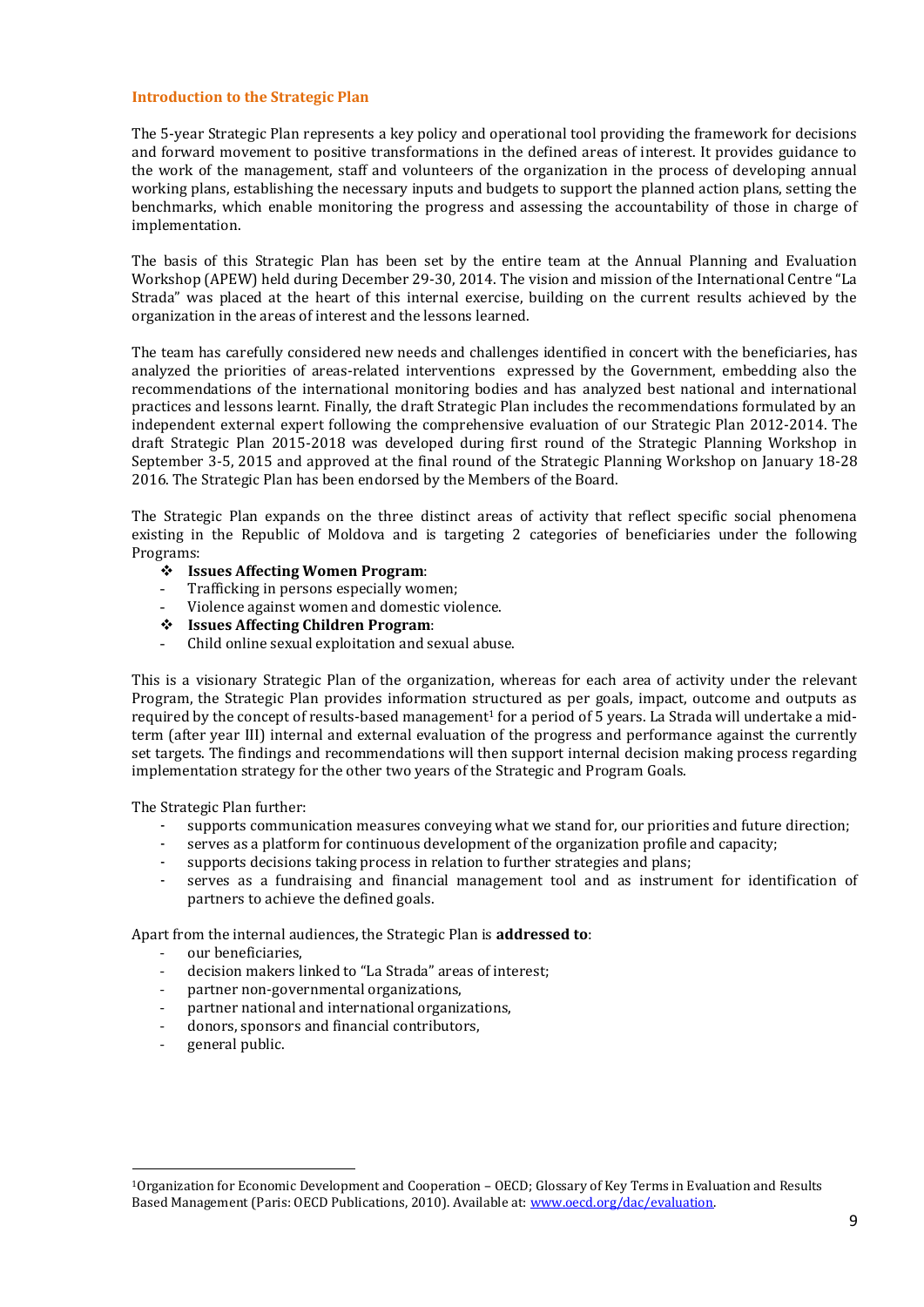## Introduction to the Strategic Plan

The 5-year Strategic Plan represents a key policy and operational tool providing the framework for decisions and forward movement to positive transformations in the defined areas of interest. It provides guidance to the work of the management, staff and volunteers of the organization in the process of developing annual working plans, establishing the necessary inputs and budgets to support the planned action plans, setting the benchmarks, which enable monitoring the progress and assessing the accountability of those in charge of implementation.

The basis of this Strategic Plan has been set by the entire team at the Annual Planning and Evaluation Workshop (APEW) held during December 29-30, 2014. The vision and mission of the International Centre "La Strada" was placed at the heart of this internal exercise, building on the current results achieved by the organization in the areas of interest and the lessons learned.

The team has carefully considered new needs and challenges identified in concert with the beneficiaries, has analyzed the priorities of areas-related interventions expressed by the Government, embedding also the recommendations of the international monitoring bodies and has analyzed best national and international practices and lessons learnt. Finally, the draft Strategic Plan includes the recommendations formulated by an independent external expert following the comprehensive evaluation of our Strategic Plan 2012-2014. The draft Strategic Plan 2015-2018 was developed during first round of the Strategic Planning Workshop in September 3-5, 2015 and approved at the final round of the Strategic Planning Workshop on January 18-28 2016. The Strategic Plan has been endorsed by the Members of the Board.

The Strategic Plan expands on the three distinct areas of activity that reflect specific social phenomena existing in the Republic of Moldova and is targeting 2 categories of beneficiaries under the following Programs:

- **Issues Affecting Women Program**:
  - Trafficking in persons especially women;
  - Violence against women and domestic violence.
- **Issues Affecting Children Program**:
  - Child online sexual exploitation and sexual abuse.

This is a visionary Strategic Plan of the organization, whereas for each area of activity under the relevant Program, the Strategic Plan provides information structured as per goals, impact, outcome and outputs as required by the concept of results-based management[1] for a period of 5 years. La Strada will undertake a mid-term (after year III) internal and external evaluation of the progress and performance against the currently set targets. The findings and recommendations will then support internal decision making process regarding implementation strategy for the other two years of the Strategic and Program Goals.

The Strategic Plan further:

- supports communication measures conveying what we stand for, our priorities and future direction;
- serves as a platform for continuous development of the organization profile and capacity;
- supports decisions taking process in relation to further strategies and plans;
- serves as a fundraising and financial management tool and as instrument for identification of partners to achieve the defined goals.

Apart from the internal audiences, the Strategic Plan is **addressed to**:

- our beneficiaries,
- decision makers linked to "La Strada" areas of interest;
- partner non-governmental organizations,
- partner national and international organizations,
- donors, sponsors and financial contributors,
- general public.

---

[1] Organization for Economic Development and Cooperation – OECD; Glossary of Key Terms in Evaluation and Results Based Management (Paris: OECD Publications, 2010). Available at: www.oecd.org/dac/evaluation.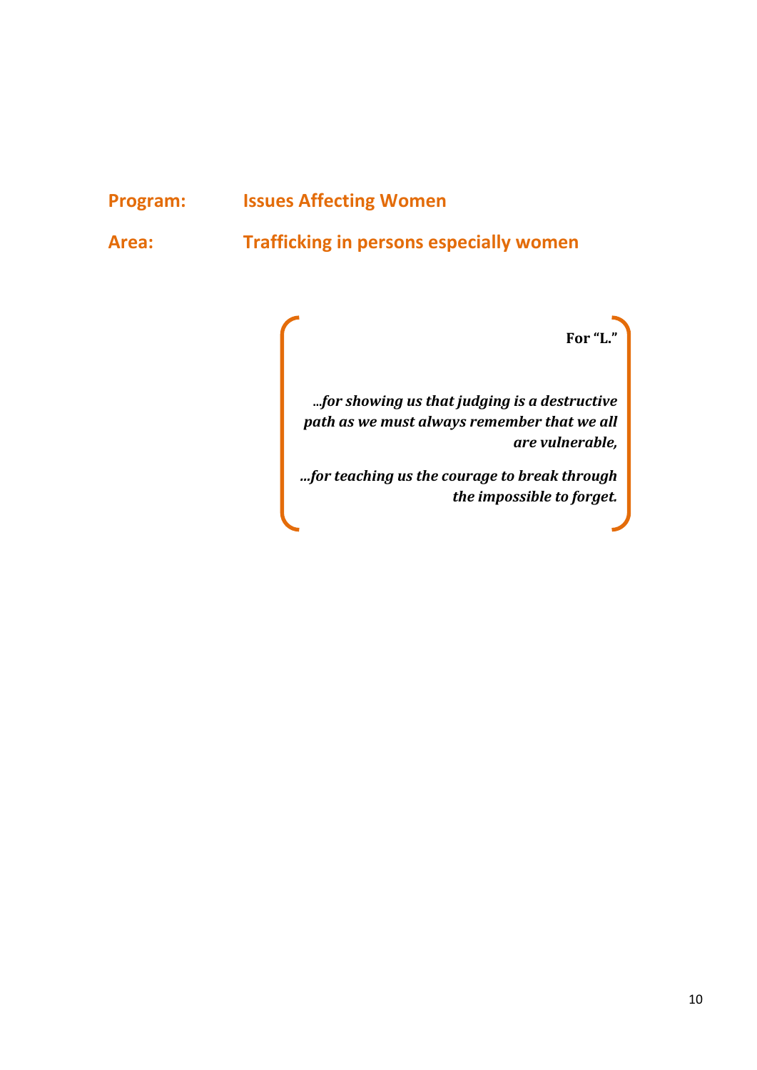**Program:** **Issues Affecting Women**

**Area:** **Trafficking in persons especially women**

**For "L."**

*...for showing us that judging is a destructive path as we must always remember that we all are vulnerable,*

*...for teaching us the courage to break through the impossible to forget.*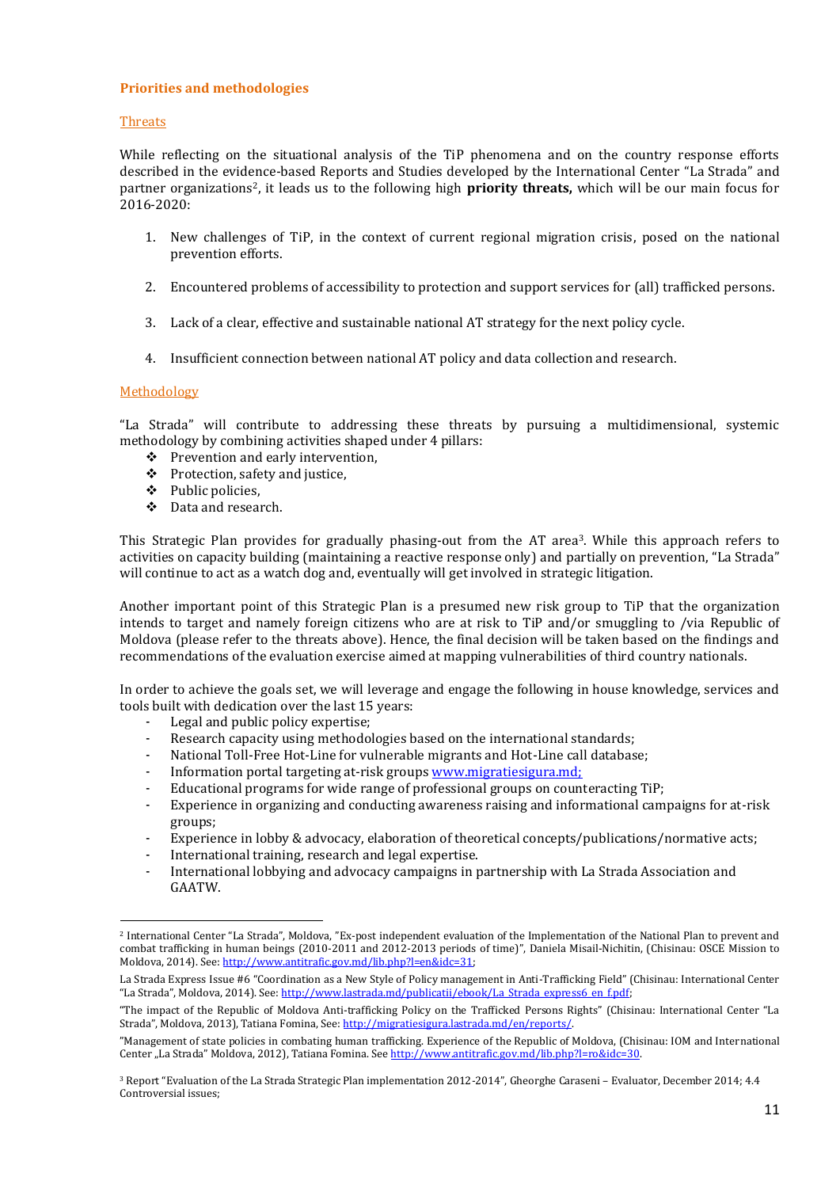## Priorities and methodologies

### Threats

While reflecting on the situational analysis of the TiP phenomena and on the country response efforts described in the evidence-based Reports and Studies developed by the International Center "La Strada" and partner organizations[2], it leads us to the following high **priority threats,** which will be our main focus for 2016-2020:

1. New challenges of TiP, in the context of current regional migration crisis, posed on the national prevention efforts.
2. Encountered problems of accessibility to protection and support services for (all) trafficked persons.
3. Lack of a clear, effective and sustainable national AT strategy for the next policy cycle.
4. Insufficient connection between national AT policy and data collection and research.

### Methodology

"La Strada" will contribute to addressing these threats by pursuing a multidimensional, systemic methodology by combining activities shaped under 4 pillars:

- Prevention and early intervention,
- Protection, safety and justice,
- Public policies,
- Data and research.

This Strategic Plan provides for gradually phasing-out from the AT area[3]. While this approach refers to activities on capacity building (maintaining a reactive response only) and partially on prevention, "La Strada" will continue to act as a watch dog and, eventually will get involved in strategic litigation.

Another important point of this Strategic Plan is a presumed new risk group to TiP that the organization intends to target and namely foreign citizens who are at risk to TiP and/or smuggling to /via Republic of Moldova (please refer to the threats above). Hence, the final decision will be taken based on the findings and recommendations of the evaluation exercise aimed at mapping vulnerabilities of third country nationals.

In order to achieve the goals set, we will leverage and engage the following in house knowledge, services and tools built with dedication over the last 15 years:

- Legal and public policy expertise;
- Research capacity using methodologies based on the international standards;
- National Toll-Free Hot-Line for vulnerable migrants and Hot-Line call database;
- Information portal targeting at-risk groups www.migratiesigura.md;
- Educational programs for wide range of professional groups on counteracting TiP;
- Experience in organizing and conducting awareness raising and informational campaigns for at-risk groups;
- Experience in lobby & advocacy, elaboration of theoretical concepts/publications/normative acts;
- International training, research and legal expertise.
- International lobbying and advocacy campaigns in partnership with La Strada Association and GAATW.

---

[2] International Center "La Strada", Moldova, "Ex-post independent evaluation of the Implementation of the National Plan to prevent and combat trafficking in human beings (2010-2011 and 2012-2013 periods of time)", Daniela Misail-Nichitin, (Chisinau: OSCE Mission to Moldova, 2014). See: http://www.antitrafic.gov.md/lib.php?l=en&idc=31;

La Strada Express Issue #6 "Coordination as a New Style of Policy management in Anti-Trafficking Field" (Chisinau: International Center "La Strada", Moldova, 2014). See: http://www.lastrada.md/publicatii/ebook/La_Strada_express6_en_f.pdf;

"The impact of the Republic of Moldova Anti-trafficking Policy on the Trafficked Persons Rights" (Chisinau: International Center "La Strada", Moldova, 2013), Tatiana Fomina, See: http://migratiesigura.lastrada.md/en/reports/.

"Management of state policies in combating human trafficking. Experience of the Republic of Moldova, (Chisinau: IOM and International Center „La Strada" Moldova, 2012), Tatiana Fomina. See http://www.antitrafic.gov.md/lib.php?l=ro&idc=30.

[3] Report "Evaluation of the La Strada Strategic Plan implementation 2012-2014", Gheorghe Caraseni – Evaluator, December 2014; 4.4 Controversial issues;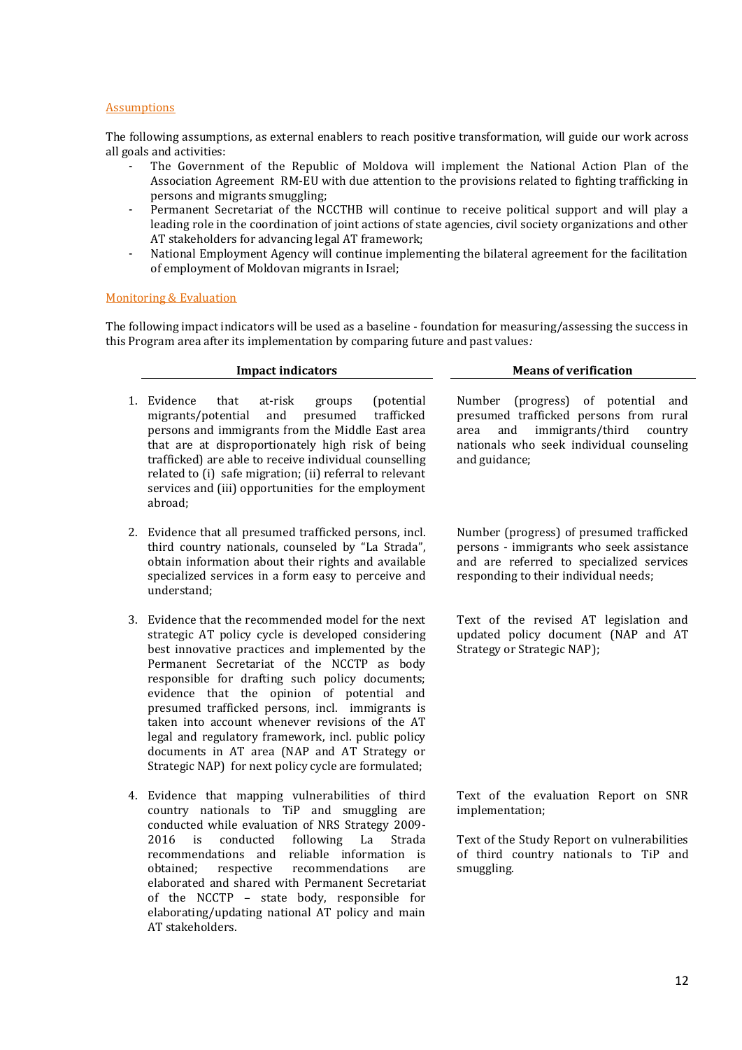### Assumptions

The following assumptions, as external enablers to reach positive transformation, will guide our work across all goals and activities:

- The Government of the Republic of Moldova will implement the National Action Plan of the Association Agreement RM-EU with due attention to the provisions related to fighting trafficking in persons and migrants smuggling;
- Permanent Secretariat of the NCCTHB will continue to receive political support and will play a leading role in the coordination of joint actions of state agencies, civil society organizations and other AT stakeholders for advancing legal AT framework;
- National Employment Agency will continue implementing the bilateral agreement for the facilitation of employment of Moldovan migrants in Israel;

### Monitoring & Evaluation

The following impact indicators will be used as a baseline - foundation for measuring/assessing the success in this Program area after its implementation by comparing future and past values*:*

| Impact indicators | Means of verification |
|---|---|
| 1. Evidence that at-risk groups (potential migrants/potential and presumed trafficked persons and immigrants from the Middle East area that are at disproportionately high risk of being trafficked) are able to receive individual counselling related to (i) safe migration; (ii) referral to relevant services and (iii) opportunities for the employment abroad; | Number (progress) of potential and presumed trafficked persons from rural area and immigrants/third country nationals who seek individual counseling and guidance; |
| 2. Evidence that all presumed trafficked persons, incl. third country nationals, counseled by "La Strada", obtain information about their rights and available specialized services in a form easy to perceive and understand; | Number (progress) of presumed trafficked persons - immigrants who seek assistance and are referred to specialized services responding to their individual needs; |
| 3. Evidence that the recommended model for the next strategic AT policy cycle is developed considering best innovative practices and implemented by the Permanent Secretariat of the NCCTP as body responsible for drafting such policy documents; evidence that the opinion of potential and presumed trafficked persons, incl. immigrants is taken into account whenever revisions of the AT legal and regulatory framework, incl. public policy documents in AT area (NAP and AT Strategy or Strategic NAP) for next policy cycle are formulated; | Text of the revised AT legislation and updated policy document (NAP and AT Strategy or Strategic NAP); |
| 4. Evidence that mapping vulnerabilities of third country nationals to TiP and smuggling are conducted while evaluation of NRS Strategy 2009-2016 is conducted following La Strada recommendations and reliable information is obtained; respective recommendations are elaborated and shared with Permanent Secretariat of the NCCTP – state body, responsible for elaborating/updating national AT policy and main AT stakeholders. | Text of the evaluation Report on SNR implementation;<br><br>Text of the Study Report on vulnerabilities of third country nationals to TiP and smuggling. |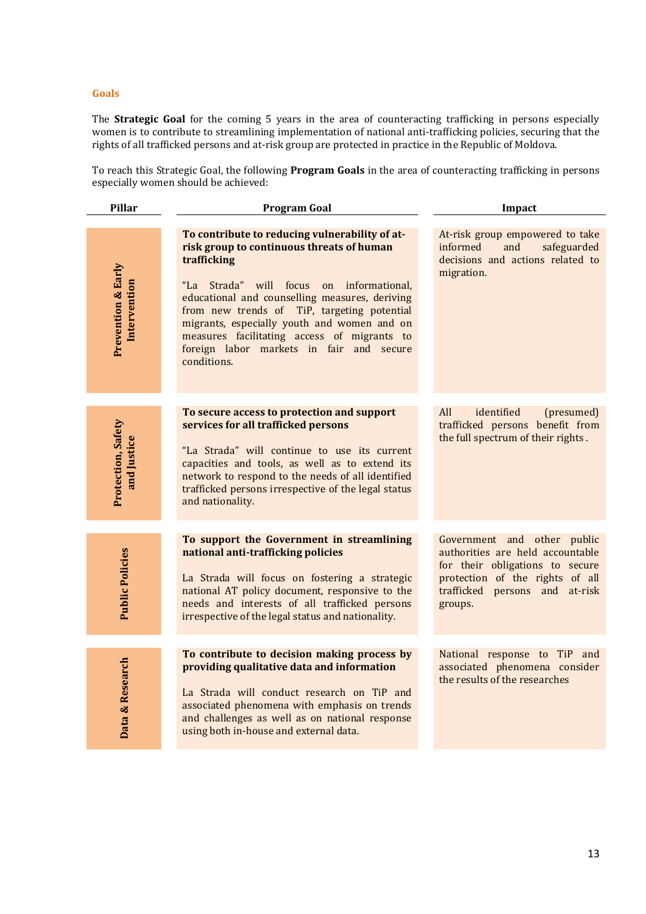## Goals

The **Strategic Goal** for the coming 5 years in the area of counteracting trafficking in persons especially women is to contribute to streamlining implementation of national anti-trafficking policies, securing that the rights of all trafficked persons and at-risk group are protected in practice in the Republic of Moldova.

To reach this Strategic Goal, the following **Program Goals** in the area of counteracting trafficking in persons especially women should be achieved:

| Pillar | Program Goal | Impact |
|---|---|---|
| **Prevention & Early Intervention** | **To contribute to reducing vulnerability of at-risk group to continuous threats of human trafficking**<br><br>"La Strada" will focus on informational, educational and counselling measures, deriving from new trends of TiP, targeting potential migrants, especially youth and women and on measures facilitating access of migrants to foreign labor markets in fair and secure conditions. | At-risk group empowered to take informed and safeguarded decisions and actions related to migration. |
| **Protection, Safety and Justice** | **To secure access to protection and support services for all trafficked persons**<br><br>"La Strada" will continue to use its current capacities and tools, as well as to extend its network to respond to the needs of all identified trafficked persons irrespective of the legal status and nationality. | All identified (presumed) trafficked persons benefit from the full spectrum of their rights . |
| **Public Policies** | **To support the Government in streamlining national anti-trafficking policies**<br><br>La Strada will focus on fostering a strategic national AT policy document, responsive to the needs and interests of all trafficked persons irrespective of the legal status and nationality. | Government and other public authorities are held accountable for their obligations to secure protection of the rights of all trafficked persons and at-risk groups. |
| **Data & Research** | **To contribute to decision making process by providing qualitative data and information**<br><br>La Strada will conduct research on TiP and associated phenomena with emphasis on trends and challenges as well as on national response using both in-house and external data. | National response to TiP and associated phenomena consider the results of the researches |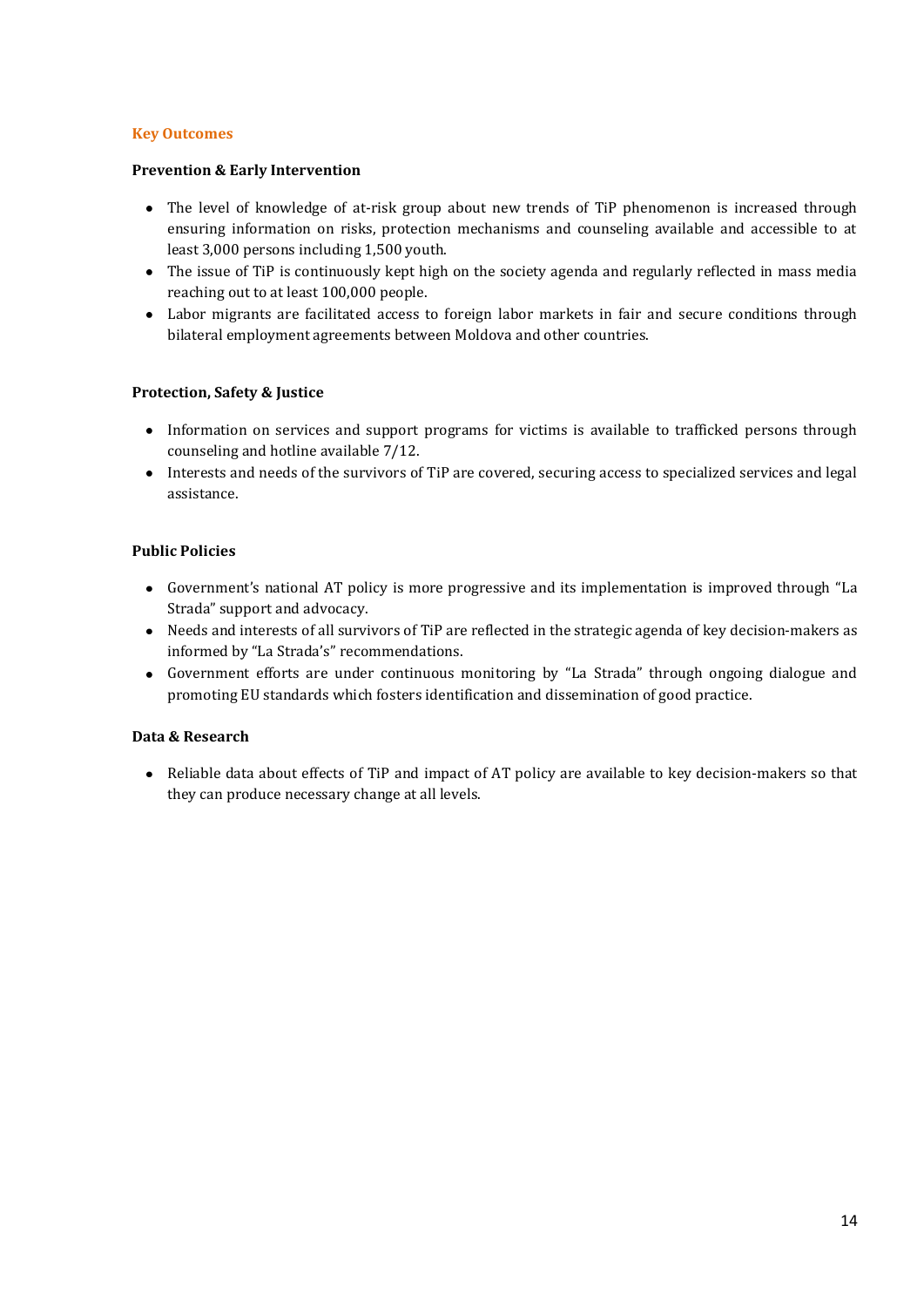## Key Outcomes

### Prevention & Early Intervention

- The level of knowledge of at-risk group about new trends of TiP phenomenon is increased through ensuring information on risks, protection mechanisms and counseling available and accessible to at least 3,000 persons including 1,500 youth.
- The issue of TiP is continuously kept high on the society agenda and regularly reflected in mass media reaching out to at least 100,000 people.
- Labor migrants are facilitated access to foreign labor markets in fair and secure conditions through bilateral employment agreements between Moldova and other countries.

### Protection, Safety & Justice

- Information on services and support programs for victims is available to trafficked persons through counseling and hotline available 7/12.
- Interests and needs of the survivors of TiP are covered, securing access to specialized services and legal assistance.

### Public Policies

- Government's national AT policy is more progressive and its implementation is improved through "La Strada" support and advocacy.
- Needs and interests of all survivors of TiP are reflected in the strategic agenda of key decision-makers as informed by "La Strada's" recommendations.
- Government efforts are under continuous monitoring by "La Strada" through ongoing dialogue and promoting EU standards which fosters identification and dissemination of good practice.

### Data & Research

- Reliable data about effects of TiP and impact of AT policy are available to key decision-makers so that they can produce necessary change at all levels.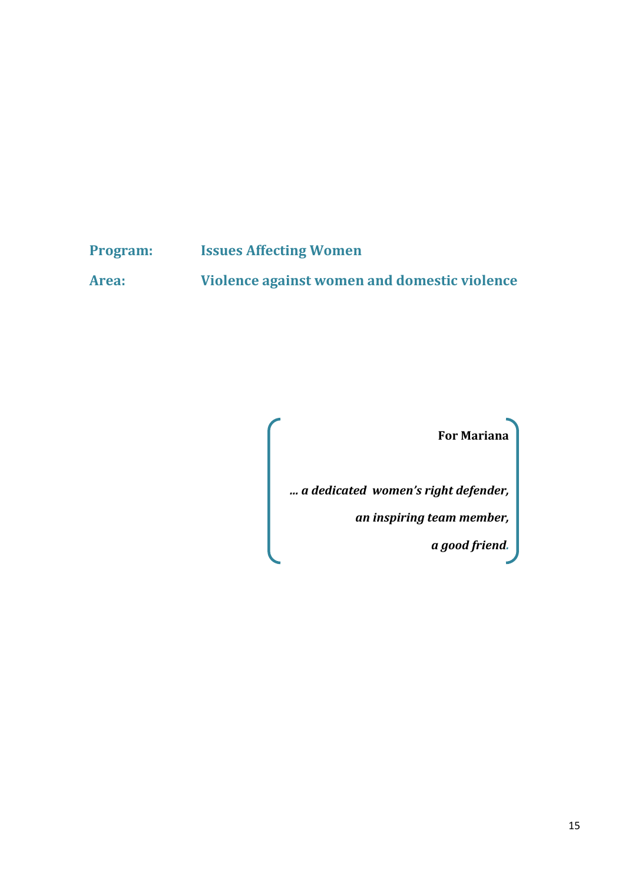**Program:** **Issues Affecting Women**

**Area:** **Violence against women and domestic violence**

**For Mariana**

***… a dedicated women's right defender,***

***an inspiring team member,***

***a good friend.***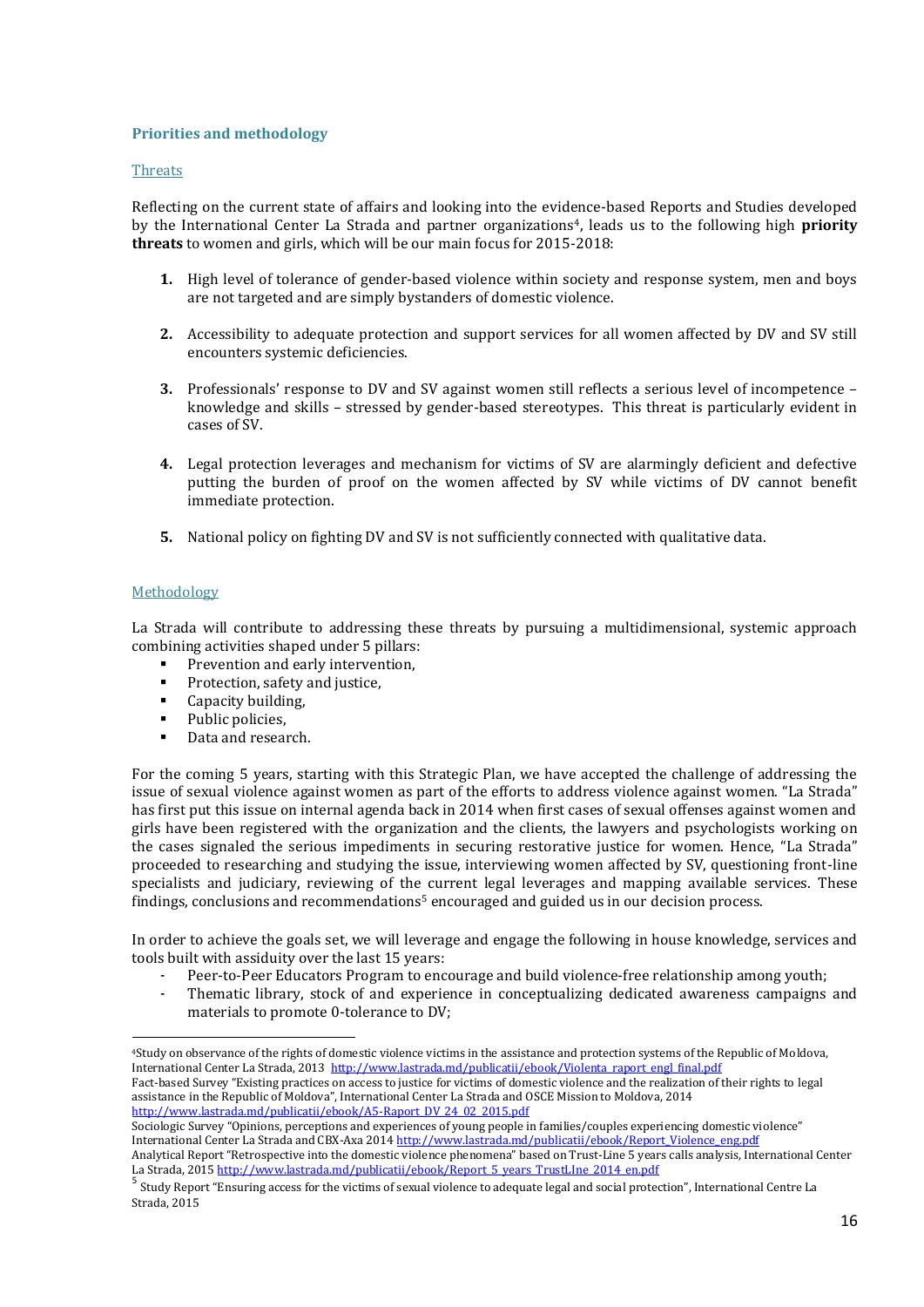## Priorities and methodology

### Threats

Reflecting on the current state of affairs and looking into the evidence-based Reports and Studies developed by the International Center La Strada and partner organizations[4], leads us to the following high **priority threats** to women and girls, which will be our main focus for 2015-2018:

1. High level of tolerance of gender-based violence within society and response system, men and boys are not targeted and are simply bystanders of domestic violence.
2. Accessibility to adequate protection and support services for all women affected by DV and SV still encounters systemic deficiencies.
3. Professionals' response to DV and SV against women still reflects a serious level of incompetence – knowledge and skills – stressed by gender-based stereotypes. This threat is particularly evident in cases of SV.
4. Legal protection leverages and mechanism for victims of SV are alarmingly deficient and defective putting the burden of proof on the women affected by SV while victims of DV cannot benefit immediate protection.
5. National policy on fighting DV and SV is not sufficiently connected with qualitative data.

### Methodology

La Strada will contribute to addressing these threats by pursuing a multidimensional, systemic approach combining activities shaped under 5 pillars:

- Prevention and early intervention,
- Protection, safety and justice,
- Capacity building,
- Public policies,
- Data and research.

For the coming 5 years, starting with this Strategic Plan, we have accepted the challenge of addressing the issue of sexual violence against women as part of the efforts to address violence against women. "La Strada" has first put this issue on internal agenda back in 2014 when first cases of sexual offenses against women and girls have been registered with the organization and the clients, the lawyers and psychologists working on the cases signaled the serious impediments in securing restorative justice for women. Hence, "La Strada" proceeded to researching and studying the issue, interviewing women affected by SV, questioning front-line specialists and judiciary, reviewing of the current legal leverages and mapping available services. These findings, conclusions and recommendations[5] encouraged and guided us in our decision process.

In order to achieve the goals set, we will leverage and engage the following in house knowledge, services and tools built with assiduity over the last 15 years:

- Peer-to-Peer Educators Program to encourage and build violence-free relationship among youth;
- Thematic library, stock of and experience in conceptualizing dedicated awareness campaigns and materials to promote 0-tolerance to DV;

---

[4] Study on observance of the rights of domestic violence victims in the assistance and protection systems of the Republic of Moldova, International Center La Strada, 2013 http://www.lastrada.md/publicatii/ebook/Violenta_raport_engl_final.pdf
Fact-based Survey "Existing practices on access to justice for victims of domestic violence and the realization of their rights to legal assistance in the Republic of Moldova", International Center La Strada and OSCE Mission to Moldova, 2014 http://www.lastrada.md/publicatii/ebook/A5-Raport_DV_24_02_2015.pdf
Sociologic Survey "Opinions, perceptions and experiences of young people in families/couples experiencing domestic violence" International Center La Strada and CBX-Axa 2014 http://www.lastrada.md/publicatii/ebook/Report_Violence_eng.pdf
Analytical Report "Retrospective into the domestic violence phenomena" based on Trust-Line 5 years calls analysis, International Center La Strada, 2015 http://www.lastrada.md/publicatii/ebook/Report_5_years_TrustLIne_2014_en.pdf

[5] Study Report "Ensuring access for the victims of sexual violence to adequate legal and social protection", International Centre La Strada, 2015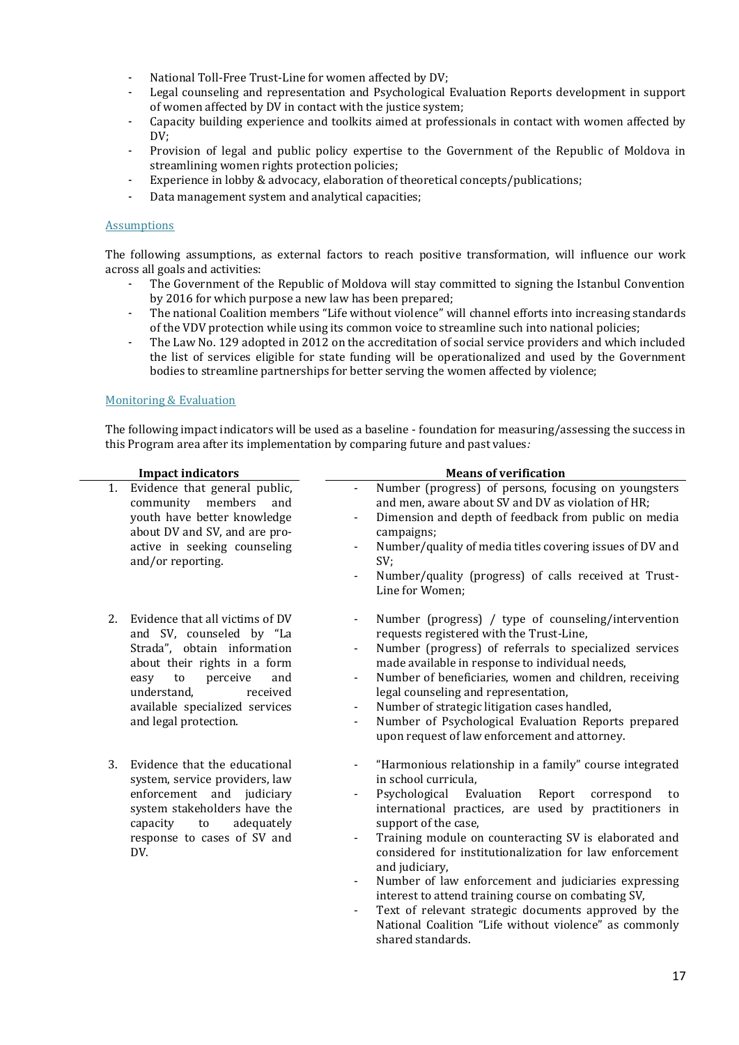- National Toll-Free Trust-Line for women affected by DV;
- Legal counseling and representation and Psychological Evaluation Reports development in support of women affected by DV in contact with the justice system;
- Capacity building experience and toolkits aimed at professionals in contact with women affected by DV;
- Provision of legal and public policy expertise to the Government of the Republic of Moldova in streamlining women rights protection policies;
- Experience in lobby & advocacy, elaboration of theoretical concepts/publications;
- Data management system and analytical capacities;

### Assumptions

The following assumptions, as external factors to reach positive transformation, will influence our work across all goals and activities:

- The Government of the Republic of Moldova will stay committed to signing the Istanbul Convention by 2016 for which purpose a new law has been prepared;
- The national Coalition members "Life without violence" will channel efforts into increasing standards of the VDV protection while using its common voice to streamline such into national policies;
- The Law No. 129 adopted in 2012 on the accreditation of social service providers and which included the list of services eligible for state funding will be operationalized and used by the Government bodies to streamline partnerships for better serving the women affected by violence;

### Monitoring & Evaluation

The following impact indicators will be used as a baseline - foundation for measuring/assessing the success in this Program area after its implementation by comparing future and past values*:*

| Impact indicators | Means of verification |
|---|---|
| 1. Evidence that general public, community members and youth have better knowledge about DV and SV, and are pro-active in seeking counseling and/or reporting. | - Number (progress) of persons, focusing on youngsters and men, aware about SV and DV as violation of HR;<br>- Dimension and depth of feedback from public on media campaigns;<br>- Number/quality of media titles covering issues of DV and SV;<br>- Number/quality (progress) of calls received at Trust-Line for Women; |
| 2. Evidence that all victims of DV and SV, counseled by "La Strada", obtain information about their rights in a form easy to perceive and understand, received available specialized services and legal protection. | - Number (progress) / type of counseling/intervention requests registered with the Trust-Line,<br>- Number (progress) of referrals to specialized services made available in response to individual needs,<br>- Number of beneficiaries, women and children, receiving legal counseling and representation,<br>- Number of strategic litigation cases handled,<br>- Number of Psychological Evaluation Reports prepared upon request of law enforcement and attorney. |
| 3. Evidence that the educational system, service providers, law enforcement and judiciary system stakeholders have the capacity to adequately response to cases of SV and DV. | - "Harmonious relationship in a family" course integrated in school curricula,<br>- Psychological Evaluation Report correspond to international practices, are used by practitioners in support of the case,<br>- Training module on counteracting SV is elaborated and considered for institutionalization for law enforcement and judiciary,<br>- Number of law enforcement and judiciaries expressing interest to attend training course on combating SV,<br>- Text of relevant strategic documents approved by the National Coalition "Life without violence" as commonly shared standards. |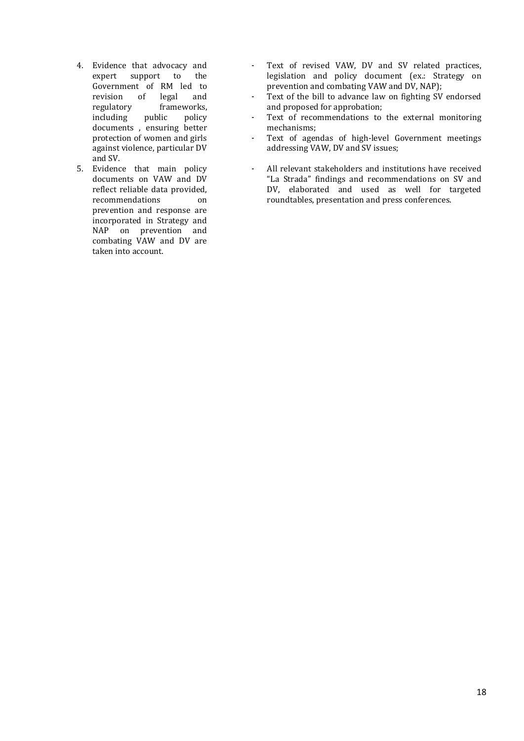| | |
|---|---|
| 4. Evidence that advocacy and expert support to the Government of RM led to revision of legal and regulatory frameworks, including public policy documents , ensuring better protection of women and girls against violence, particular DV and SV. | - Text of revised VAW, DV and SV related practices, legislation and policy document (ex.: Strategy on prevention and combating VAW and DV, NAP);<br>- Text of the bill to advance law on fighting SV endorsed and proposed for approbation;<br>- Text of recommendations to the external monitoring mechanisms;<br>- Text of agendas of high-level Government meetings addressing VAW, DV and SV issues; |
| 5. Evidence that main policy documents on VAW and DV reflect reliable data provided, recommendations on prevention and response are incorporated in Strategy and NAP on prevention and combating VAW and DV are taken into account. | - All relevant stakeholders and institutions have received "La Strada" findings and recommendations on SV and DV, elaborated and used as well for targeted roundtables, presentation and press conferences. |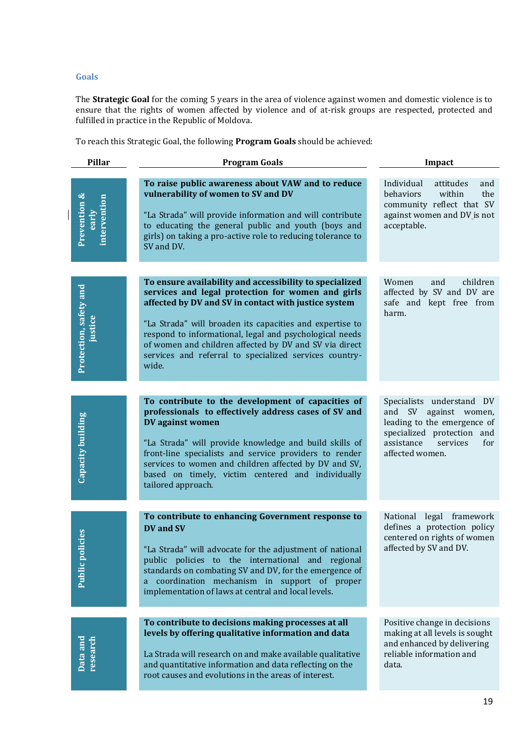### Goals

The **Strategic Goal** for the coming 5 years in the area of violence against women and domestic violence is to ensure that the rights of women affected by violence and of at-risk groups are respected, protected and fulfilled in practice in the Republic of Moldova.

To reach this Strategic Goal, the following **Program Goals** should be achieved:

| Pillar | Program Goals | Impact |
|---|---|---|
| Prevention & early intervention | **To raise public awareness about VAW and to reduce vulnerability of women to SV and DV**<br><br>"La Strada" will provide information and will contribute to educating the general public and youth (boys and girls) on taking a pro-active role to reducing tolerance to SV and DV. | Individual attitudes and behaviors within the community reflect that SV against women and DV is not acceptable. |
| Protection, safety and justice | **To ensure availability and accessibility to specialized services and legal protection for women and girls affected by DV and SV in contact with justice system**<br><br>"La Strada" will broaden its capacities and expertise to respond to informational, legal and psychological needs of women and children affected by DV and SV via direct services and referral to specialized services country-wide. | Women and children affected by SV and DV are safe and kept free from harm. |
| Capacity building | **To contribute to the development of capacities of professionals to effectively address cases of SV and DV against women**<br><br>"La Strada" will provide knowledge and build skills of front-line specialists and service providers to render services to women and children affected by DV and SV, based on timely, victim centered and individually tailored approach. | Specialists understand DV and SV against women, leading to the emergence of specialized protection and assistance services for affected women. |
| Public policies | **To contribute to enhancing Government response to DV and SV**<br><br>"La Strada" will advocate for the adjustment of national public policies to the international and regional standards on combating SV and DV, for the emergence of a coordination mechanism in support of proper implementation of laws at central and local levels. | National legal framework defines a protection policy centered on rights of women affected by SV and DV. |
| Data and research | **To contribute to decisions making processes at all levels by offering qualitative information and data**<br><br>La Strada will research on and make available qualitative and quantitative information and data reflecting on the root causes and evolutions in the areas of interest. | Positive change in decisions making at all levels is sought and enhanced by delivering reliable information and data. |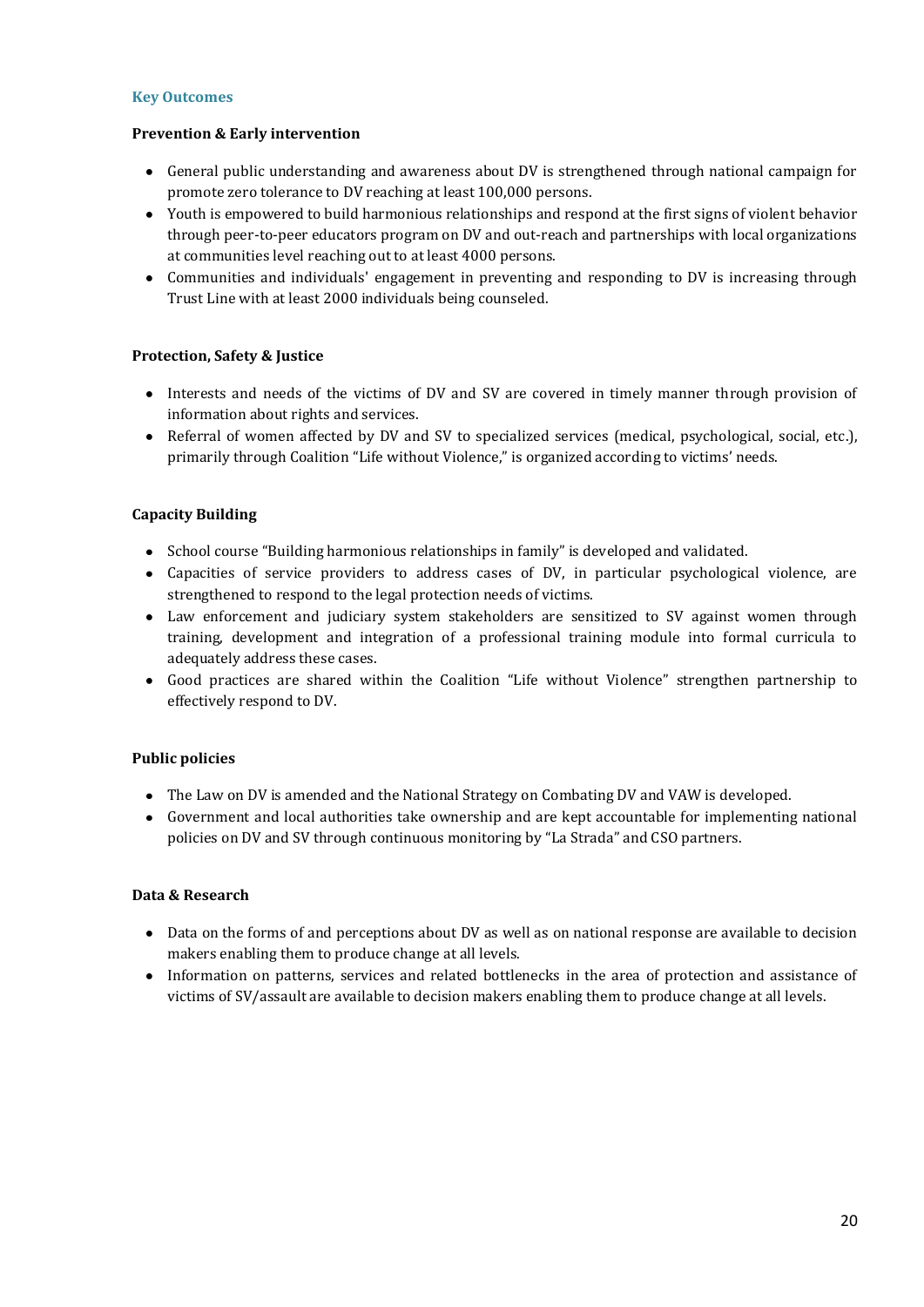## Key Outcomes

**Prevention & Early intervention**

- General public understanding and awareness about DV is strengthened through national campaign for promote zero tolerance to DV reaching at least 100,000 persons.
- Youth is empowered to build harmonious relationships and respond at the first signs of violent behavior through peer-to-peer educators program on DV and out-reach and partnerships with local organizations at communities level reaching out to at least 4000 persons.
- Communities and individuals' engagement in preventing and responding to DV is increasing through Trust Line with at least 2000 individuals being counseled.

**Protection, Safety & Justice**

- Interests and needs of the victims of DV and SV are covered in timely manner through provision of information about rights and services.
- Referral of women affected by DV and SV to specialized services (medical, psychological, social, etc.), primarily through Coalition "Life without Violence," is organized according to victims' needs.

**Capacity Building**

- School course "Building harmonious relationships in family" is developed and validated.
- Capacities of service providers to address cases of DV, in particular psychological violence, are strengthened to respond to the legal protection needs of victims.
- Law enforcement and judiciary system stakeholders are sensitized to SV against women through training, development and integration of a professional training module into formal curricula to adequately address these cases.
- Good practices are shared within the Coalition "Life without Violence" strengthen partnership to effectively respond to DV.

**Public policies**

- The Law on DV is amended and the National Strategy on Combating DV and VAW is developed.
- Government and local authorities take ownership and are kept accountable for implementing national policies on DV and SV through continuous monitoring by "La Strada" and CSO partners.

**Data & Research**

- Data on the forms of and perceptions about DV as well as on national response are available to decision makers enabling them to produce change at all levels.
- Information on patterns, services and related bottlenecks in the area of protection and assistance of victims of SV/assault are available to decision makers enabling them to produce change at all levels.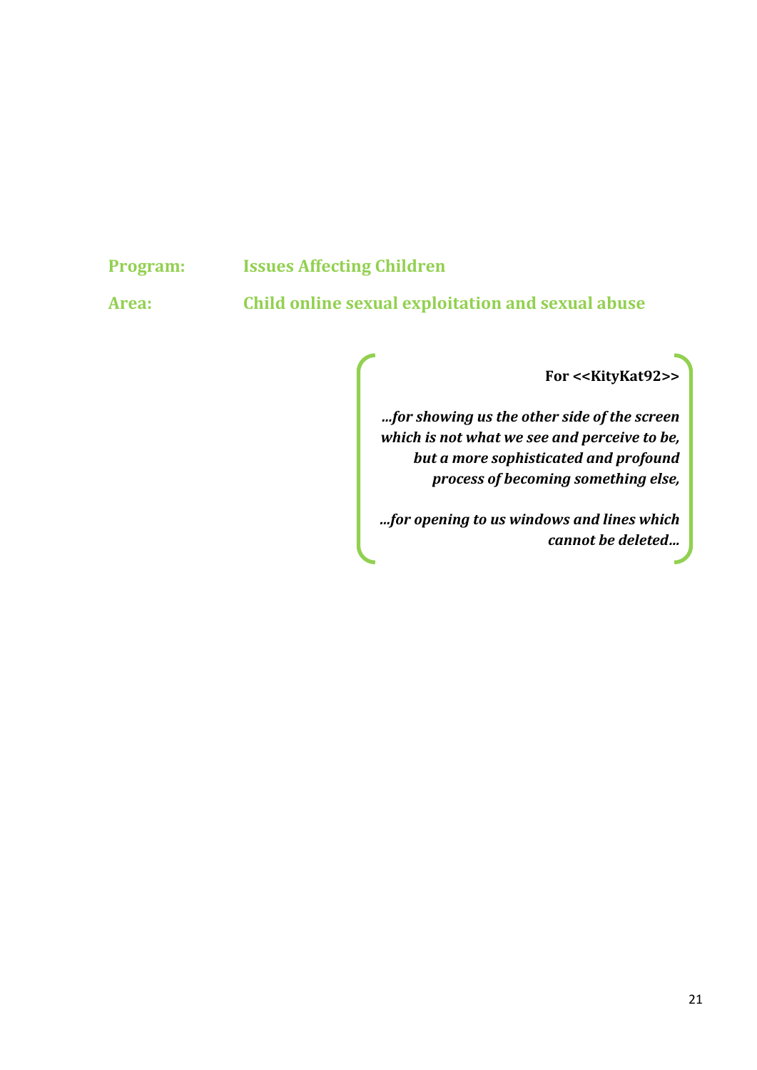**Program:** **Issues Affecting Children**

**Area:** **Child online sexual exploitation and sexual abuse**

**For <<KityKat92>>**

***...for showing us the other side of the screen which is not what we see and perceive to be, but a more sophisticated and profound process of becoming something else,***

***...for opening to us windows and lines which cannot be deleted...***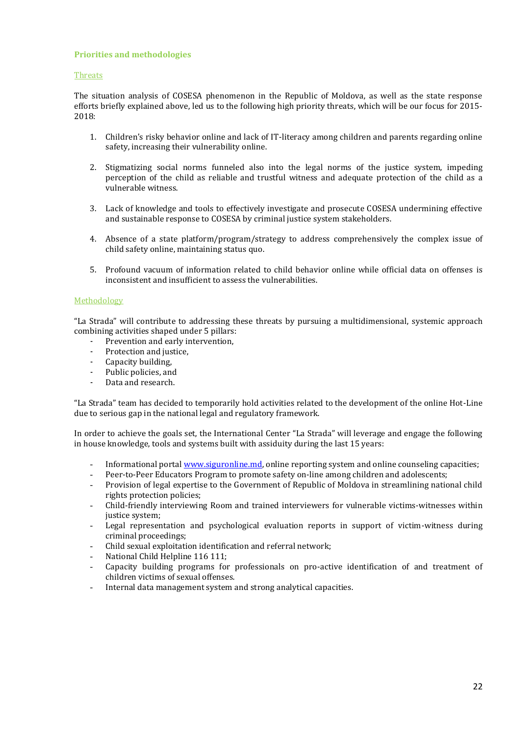### Priorities and methodologies

#### Threats

The situation analysis of COSESA phenomenon in the Republic of Moldova, as well as the state response efforts briefly explained above, led us to the following high priority threats, which will be our focus for 2015-2018:

1. Children's risky behavior online and lack of IT-literacy among children and parents regarding online safety, increasing their vulnerability online.

2. Stigmatizing social norms funneled also into the legal norms of the justice system, impeding perception of the child as reliable and trustful witness and adequate protection of the child as a vulnerable witness.

3. Lack of knowledge and tools to effectively investigate and prosecute COSESA undermining effective and sustainable response to COSESA by criminal justice system stakeholders.

4. Absence of a state platform/program/strategy to address comprehensively the complex issue of child safety online, maintaining status quo.

5. Profound vacuum of information related to child behavior online while official data on offenses is inconsistent and insufficient to assess the vulnerabilities.

#### Methodology

"La Strada" will contribute to addressing these threats by pursuing a multidimensional, systemic approach combining activities shaped under 5 pillars:

- Prevention and early intervention,
- Protection and justice,
- Capacity building,
- Public policies, and
- Data and research.

"La Strada" team has decided to temporarily hold activities related to the development of the online Hot-Line due to serious gap in the national legal and regulatory framework.

In order to achieve the goals set, the International Center "La Strada" will leverage and engage the following in house knowledge, tools and systems built with assiduity during the last 15 years:

- Informational portal www.siguronline.md, online reporting system and online counseling capacities;
- Peer-to-Peer Educators Program to promote safety on-line among children and adolescents;
- Provision of legal expertise to the Government of Republic of Moldova in streamlining national child rights protection policies;
- Child-friendly interviewing Room and trained interviewers for vulnerable victims-witnesses within justice system;
- Legal representation and psychological evaluation reports in support of victim-witness during criminal proceedings;
- Child sexual exploitation identification and referral network;
- National Child Helpline 116 111;
- Capacity building programs for professionals on pro-active identification of and treatment of children victims of sexual offenses.
- Internal data management system and strong analytical capacities.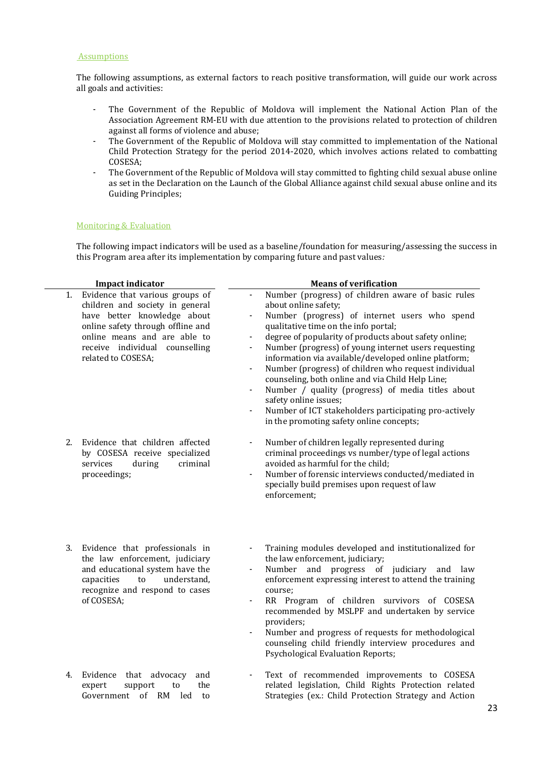## Assumptions

The following assumptions, as external factors to reach positive transformation, will guide our work across all goals and activities:

- The Government of the Republic of Moldova will implement the National Action Plan of the Association Agreement RM-EU with due attention to the provisions related to protection of children against all forms of violence and abuse;
- The Government of the Republic of Moldova will stay committed to implementation of the National Child Protection Strategy for the period 2014-2020, which involves actions related to combatting COSESA;
- The Government of the Republic of Moldova will stay committed to fighting child sexual abuse online as set in the Declaration on the Launch of the Global Alliance against child sexual abuse online and its Guiding Principles;

## Monitoring & Evaluation

The following impact indicators will be used as a baseline/foundation for measuring/assessing the success in this Program area after its implementation by comparing future and past values*:*

| Impact indicator | Means of verification |
|---|---|
| 1. Evidence that various groups of children and society in general have better knowledge about online safety through offline and online means and are able to receive individual counselling related to COSESA; | - Number (progress) of children aware of basic rules about online safety;<br>- Number (progress) of internet users who spend qualitative time on the info portal;<br>- degree of popularity of products about safety online;<br>- Number (progress) of young internet users requesting information via available/developed online platform;<br>- Number (progress) of children who request individual counseling, both online and via Child Help Line;<br>- Number / quality (progress) of media titles about safety online issues;<br>- Number of ICT stakeholders participating pro-actively in the promoting safety online concepts; |
| 2. Evidence that children affected by COSESA receive specialized services during criminal proceedings; | - Number of children legally represented during criminal proceedings vs number/type of legal actions avoided as harmful for the child;<br>- Number of forensic interviews conducted/mediated in specially build premises upon request of law enforcement; |
| 3. Evidence that professionals in the law enforcement, judiciary and educational system have the capacities to understand, recognize and respond to cases of COSESA; | - Training modules developed and institutionalized for the law enforcement, judiciary;<br>- Number and progress of judiciary and law enforcement expressing interest to attend the training course;<br>- RR Program of children survivors of COSESA recommended by MSLPF and undertaken by service providers;<br>- Number and progress of requests for methodological counseling child friendly interview procedures and Psychological Evaluation Reports; |
| 4. Evidence that advocacy and expert support to the Government of RM led to | - Text of recommended improvements to COSESA related legislation, Child Rights Protection related Strategies (ex.: Child Protection Strategy and Action |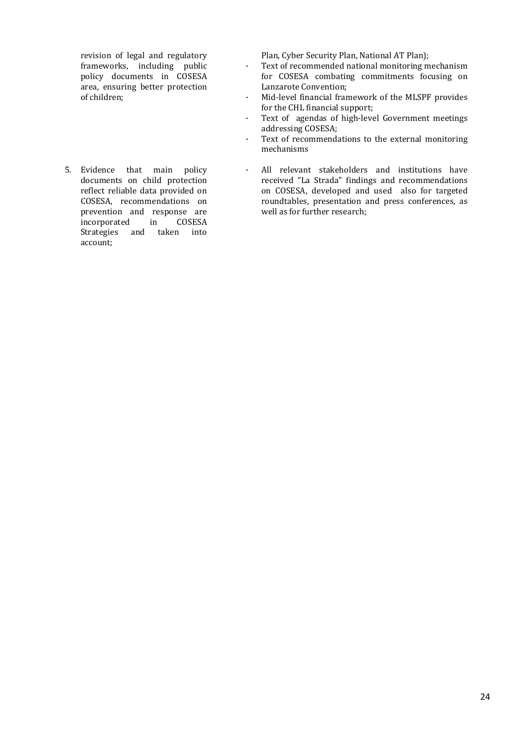| | |
|---|---|
| revision of legal and regulatory frameworks, including public policy documents in COSESA area, ensuring better protection of children; | Plan, Cyber Security Plan, National AT Plan);<br>- Text of recommended national monitoring mechanism for COSESA combating commitments focusing on Lanzarote Convention;<br>- Mid-level financial framework of the MLSPF provides for the CHL financial support;<br>- Text of agendas of high-level Government meetings addressing COSESA;<br>- Text of recommendations to the external monitoring mechanisms |
| 5. Evidence that main policy documents on child protection reflect reliable data provided on COSESA, recommendations on prevention and response are incorporated in COSESA Strategies and taken into account; | - All relevant stakeholders and institutions have received "La Strada" findings and recommendations on COSESA, developed and used also for targeted roundtables, presentation and press conferences, as well as for further research; |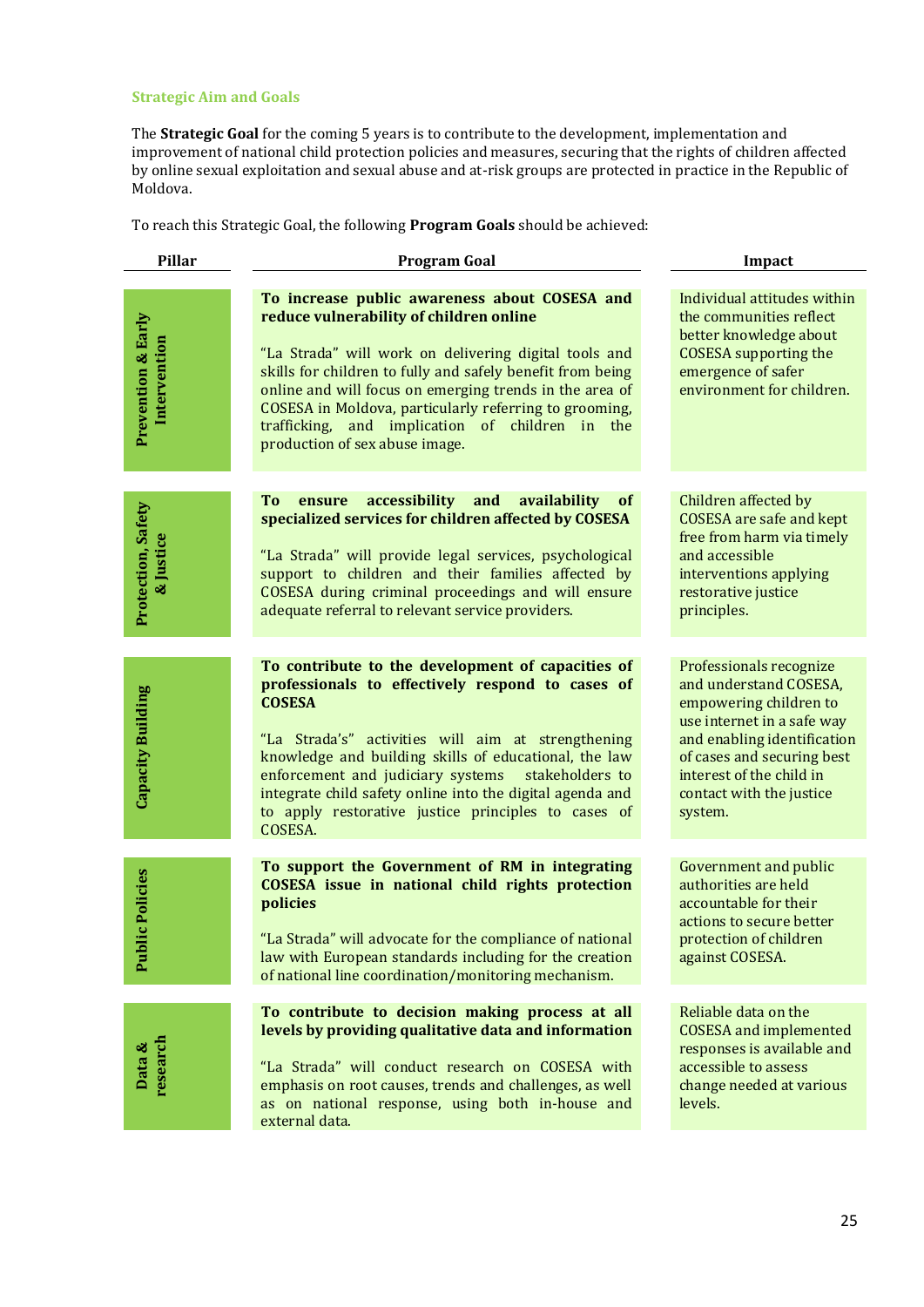### Strategic Aim and Goals

The **Strategic Goal** for the coming 5 years is to contribute to the development, implementation and improvement of national child protection policies and measures, securing that the rights of children affected by online sexual exploitation and sexual abuse and at-risk groups are protected in practice in the Republic of Moldova.

To reach this Strategic Goal, the following **Program Goals** should be achieved:

| Pillar | Program Goal | Impact |
|---|---|---|
| **Prevention & Early Intervention** | **To increase public awareness about COSESA and reduce vulnerability of children online**<br><br>"La Strada" will work on delivering digital tools and skills for children to fully and safely benefit from being online and will focus on emerging trends in the area of COSESA in Moldova, particularly referring to grooming, trafficking, and implication of children in the production of sex abuse image. | Individual attitudes within the communities reflect better knowledge about COSESA supporting the emergence of safer environment for children. |
| **Protection, Safety & Justice** | **To ensure accessibility and availability of specialized services for children affected by COSESA**<br><br>"La Strada" will provide legal services, psychological support to children and their families affected by COSESA during criminal proceedings and will ensure adequate referral to relevant service providers. | Children affected by COSESA are safe and kept free from harm via timely and accessible interventions applying restorative justice principles. |
| **Capacity Building** | **To contribute to the development of capacities of professionals to effectively respond to cases of COSESA**<br><br>"La Strada's" activities will aim at strengthening knowledge and building skills of educational, the law enforcement and judiciary systems stakeholders to integrate child safety online into the digital agenda and to apply restorative justice principles to cases of COSESA. | Professionals recognize and understand COSESA, empowering children to use internet in a safe way and enabling identification of cases and securing best interest of the child in contact with the justice system. |
| **Public Policies** | **To support the Government of RM in integrating COSESA issue in national child rights protection policies**<br><br>"La Strada" will advocate for the compliance of national law with European standards including for the creation of national line coordination/monitoring mechanism. | Government and public authorities are held accountable for their actions to secure better protection of children against COSESA. |
| **Data & research** | **To contribute to decision making process at all levels by providing qualitative data and information**<br><br>"La Strada" will conduct research on COSESA with emphasis on root causes, trends and challenges, as well as on national response, using both in-house and external data. | Reliable data on the COSESA and implemented responses is available and accessible to assess change needed at various levels. |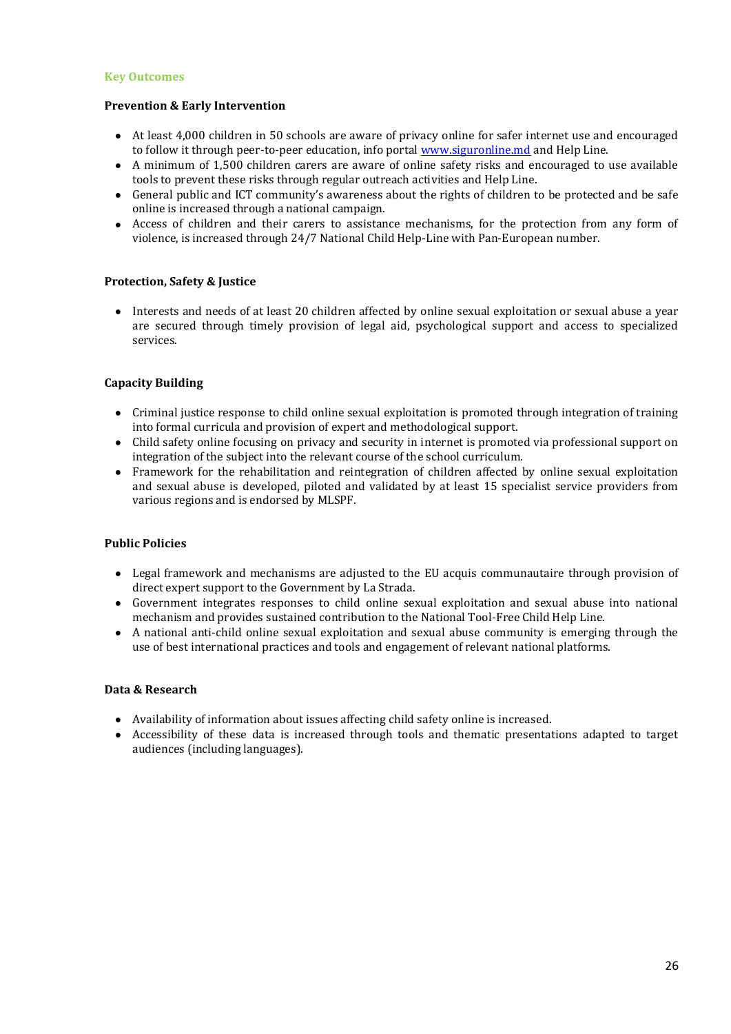## Key Outcomes

**Prevention & Early Intervention**

- At least 4,000 children in 50 schools are aware of privacy online for safer internet use and encouraged to follow it through peer-to-peer education, info portal [www.siguronline.md](http://www.siguronline.md) and Help Line.
- A minimum of 1,500 children carers are aware of online safety risks and encouraged to use available tools to prevent these risks through regular outreach activities and Help Line.
- General public and ICT community's awareness about the rights of children to be protected and be safe online is increased through a national campaign.
- Access of children and their carers to assistance mechanisms, for the protection from any form of violence, is increased through 24/7 National Child Help-Line with Pan-European number.

**Protection, Safety & Justice**

- Interests and needs of at least 20 children affected by online sexual exploitation or sexual abuse a year are secured through timely provision of legal aid, psychological support and access to specialized services.

**Capacity Building**

- Criminal justice response to child online sexual exploitation is promoted through integration of training into formal curricula and provision of expert and methodological support.
- Child safety online focusing on privacy and security in internet is promoted via professional support on integration of the subject into the relevant course of the school curriculum.
- Framework for the rehabilitation and reintegration of children affected by online sexual exploitation and sexual abuse is developed, piloted and validated by at least 15 specialist service providers from various regions and is endorsed by MLSPF.

**Public Policies**

- Legal framework and mechanisms are adjusted to the EU acquis communautaire through provision of direct expert support to the Government by La Strada.
- Government integrates responses to child online sexual exploitation and sexual abuse into national mechanism and provides sustained contribution to the National Tool-Free Child Help Line.
- A national anti-child online sexual exploitation and sexual abuse community is emerging through the use of best international practices and tools and engagement of relevant national platforms.

**Data & Research**

- Availability of information about issues affecting child safety online is increased.
- Accessibility of these data is increased through tools and thematic presentations adapted to target audiences (including languages).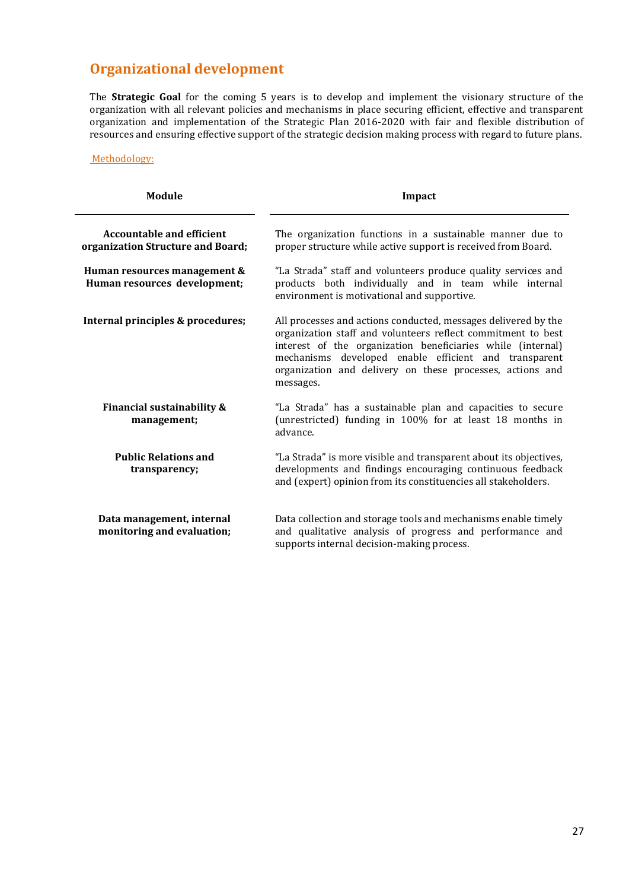## Organizational development

The **Strategic Goal** for the coming 5 years is to develop and implement the visionary structure of the organization with all relevant policies and mechanisms in place securing efficient, effective and transparent organization and implementation of the Strategic Plan 2016-2020 with fair and flexible distribution of resources and ensuring effective support of the strategic decision making process with regard to future plans.

Methodology:

| Module | Impact |
|---|---|
| **Accountable and efficient organization Structure and Board;** | The organization functions in a sustainable manner due to proper structure while active support is received from Board. |
| **Human resources management & Human resources development;** | "La Strada" staff and volunteers produce quality services and products both individually and in team while internal environment is motivational and supportive. |
| **Internal principles & procedures;** | All processes and actions conducted, messages delivered by the organization staff and volunteers reflect commitment to best interest of the organization beneficiaries while (internal) mechanisms developed enable efficient and transparent organization and delivery on these processes, actions and messages. |
| **Financial sustainability & management;** | "La Strada" has a sustainable plan and capacities to secure (unrestricted) funding in 100% for at least 18 months in advance. |
| **Public Relations and transparency;** | "La Strada" is more visible and transparent about its objectives, developments and findings encouraging continuous feedback and (expert) opinion from its constituencies all stakeholders. |
| **Data management, internal monitoring and evaluation;** | Data collection and storage tools and mechanisms enable timely and qualitative analysis of progress and performance and supports internal decision-making process. |